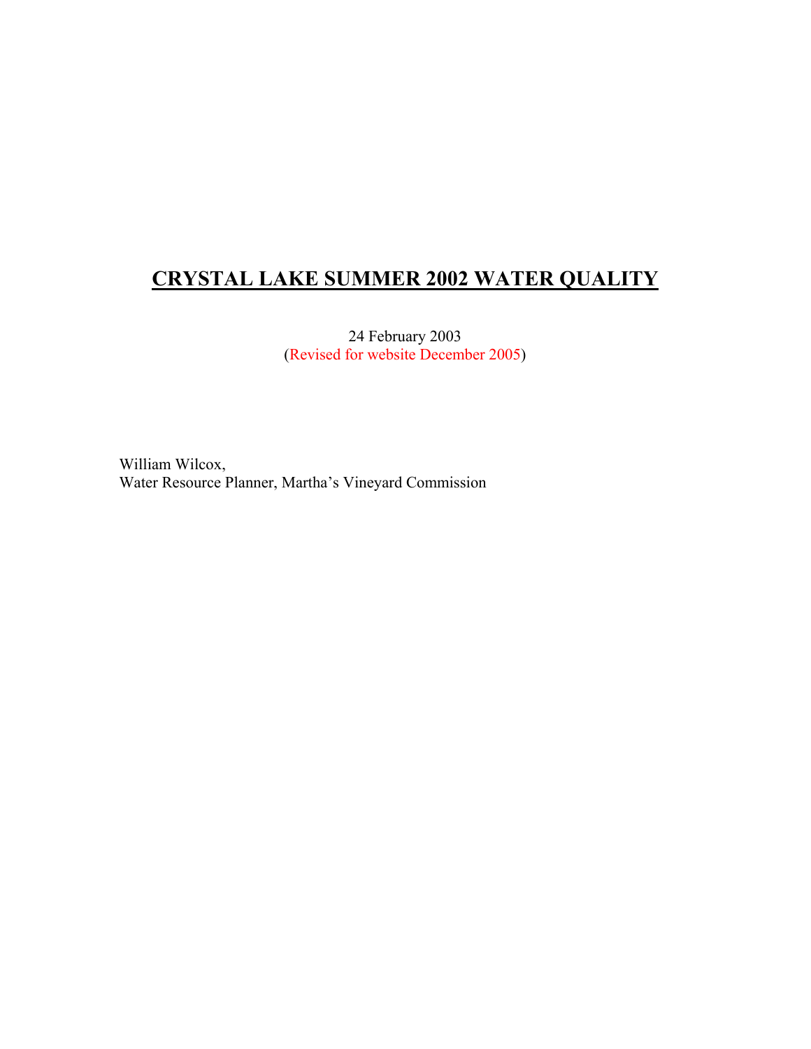# CRYSTAL LAKE SUMMER 2002 WATER QUALITY

24 February 2003
(Revised for website December 2005)

William Wilcox,
Water Resource Planner, Martha's Vineyard Commission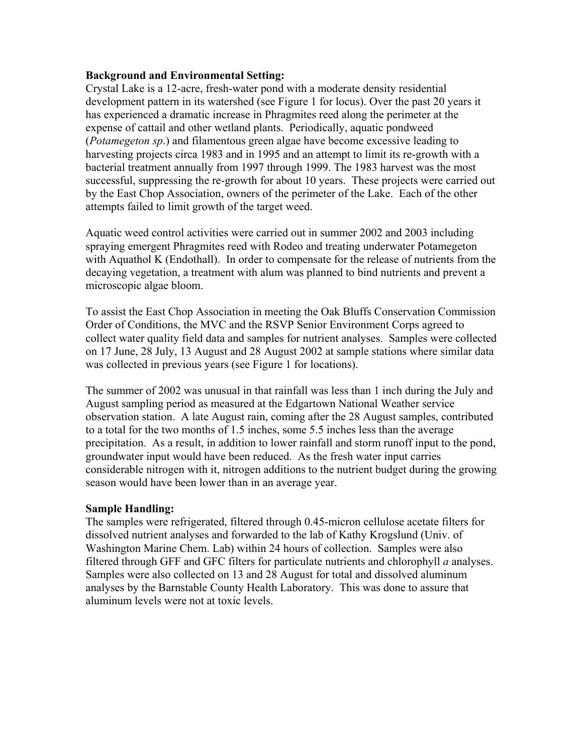**Background and Environmental Setting:**

Crystal Lake is a 12-acre, fresh-water pond with a moderate density residential development pattern in its watershed (see Figure 1 for locus). Over the past 20 years it has experienced a dramatic increase in Phragmites reed along the perimeter at the expense of cattail and other wetland plants. Periodically, aquatic pondweed (*Potamegeton sp*.) and filamentous green algae have become excessive leading to harvesting projects circa 1983 and in 1995 and an attempt to limit its re-growth with a bacterial treatment annually from 1997 through 1999. The 1983 harvest was the most successful, suppressing the re-growth for about 10 years. These projects were carried out by the East Chop Association, owners of the perimeter of the Lake. Each of the other attempts failed to limit growth of the target weed.

Aquatic weed control activities were carried out in summer 2002 and 2003 including spraying emergent Phragmites reed with Rodeo and treating underwater Potamegeton with Aquathol K (Endothall). In order to compensate for the release of nutrients from the decaying vegetation, a treatment with alum was planned to bind nutrients and prevent a microscopic algae bloom.

To assist the East Chop Association in meeting the Oak Bluffs Conservation Commission Order of Conditions, the MVC and the RSVP Senior Environment Corps agreed to collect water quality field data and samples for nutrient analyses. Samples were collected on 17 June, 28 July, 13 August and 28 August 2002 at sample stations where similar data was collected in previous years (see Figure 1 for locations).

The summer of 2002 was unusual in that rainfall was less than 1 inch during the July and August sampling period as measured at the Edgartown National Weather service observation station. A late August rain, coming after the 28 August samples, contributed to a total for the two months of 1.5 inches, some 5.5 inches less than the average precipitation. As a result, in addition to lower rainfall and storm runoff input to the pond, groundwater input would have been reduced. As the fresh water input carries considerable nitrogen with it, nitrogen additions to the nutrient budget during the growing season would have been lower than in an average year.

**Sample Handling:**

The samples were refrigerated, filtered through 0.45-micron cellulose acetate filters for dissolved nutrient analyses and forwarded to the lab of Kathy Krogslund (Univ. of Washington Marine Chem. Lab) within 24 hours of collection. Samples were also filtered through GFF and GFC filters for particulate nutrients and chlorophyll *a* analyses. Samples were also collected on 13 and 28 August for total and dissolved aluminum analyses by the Barnstable County Health Laboratory. This was done to assure that aluminum levels were not at toxic levels.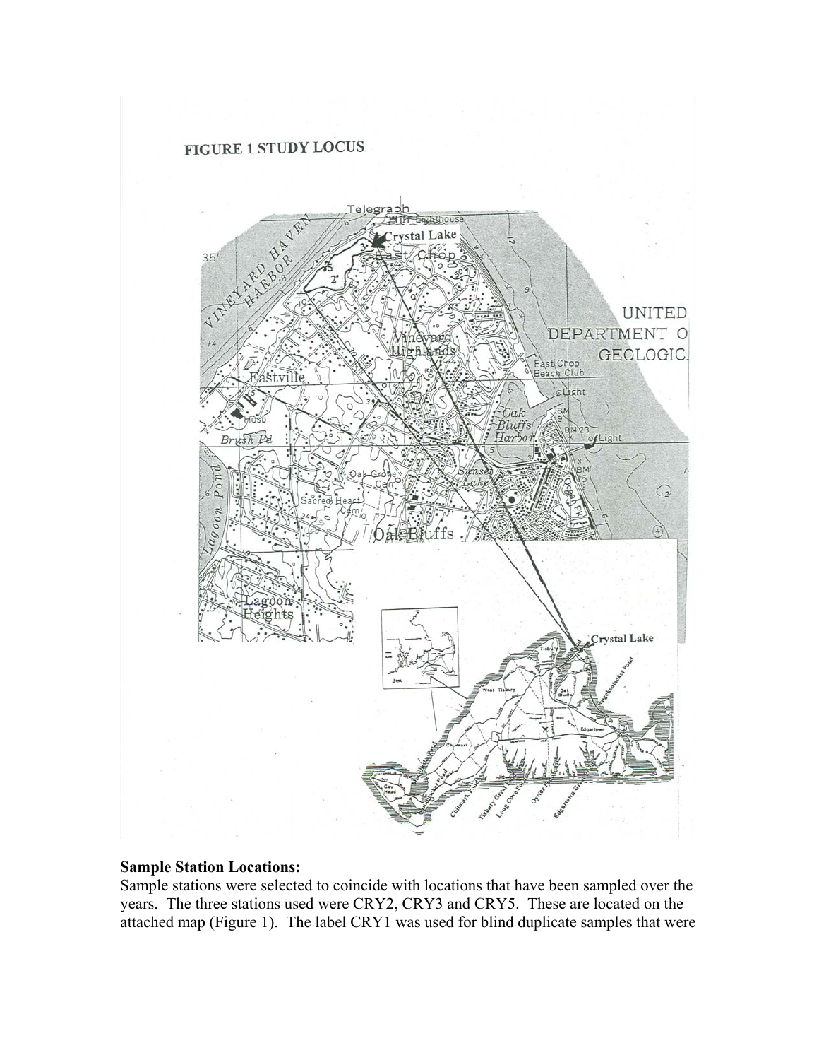**FIGURE 1 STUDY LOCUS**

**Sample Station Locations:**
Sample stations were selected to coincide with locations that have been sampled over the years. The three stations used were CRY2, CRY3 and CRY5. These are located on the attached map (Figure 1). The label CRY1 was used for blind duplicate samples that were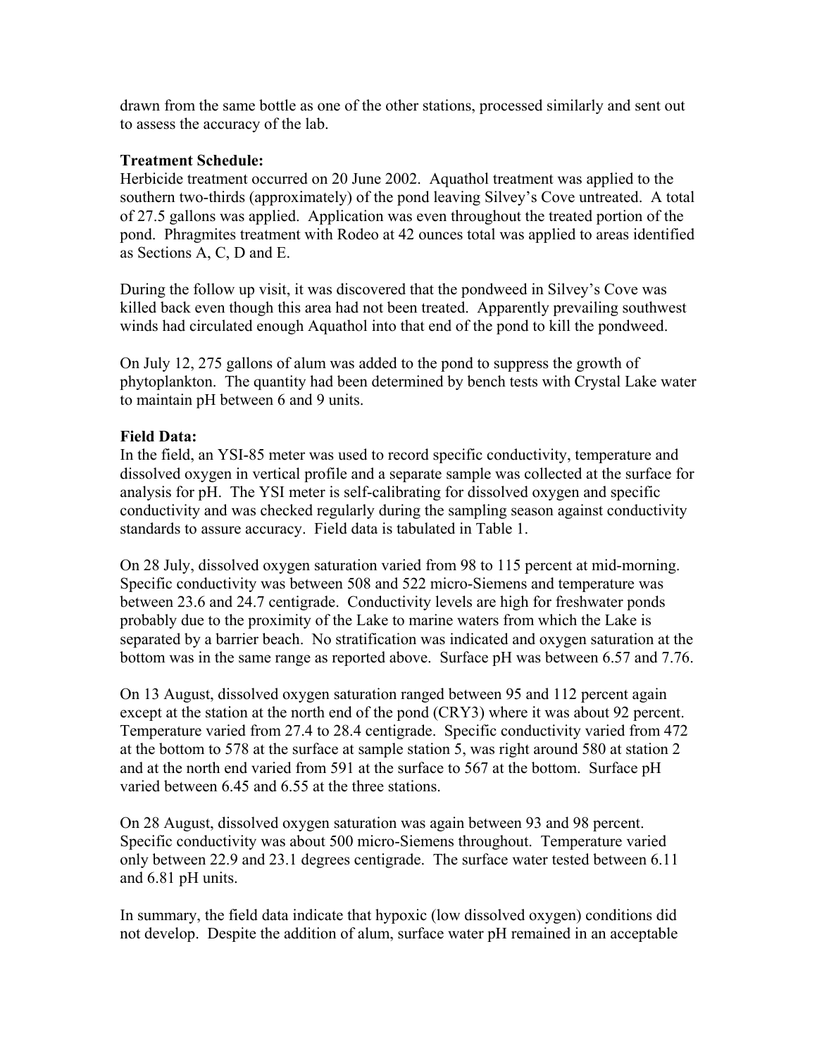drawn from the same bottle as one of the other stations, processed similarly and sent out to assess the accuracy of the lab.

**Treatment Schedule:**
Herbicide treatment occurred on 20 June 2002. Aquathol treatment was applied to the southern two-thirds (approximately) of the pond leaving Silvey's Cove untreated. A total of 27.5 gallons was applied. Application was even throughout the treated portion of the pond. Phragmites treatment with Rodeo at 42 ounces total was applied to areas identified as Sections A, C, D and E.

During the follow up visit, it was discovered that the pondweed in Silvey's Cove was killed back even though this area had not been treated. Apparently prevailing southwest winds had circulated enough Aquathol into that end of the pond to kill the pondweed.

On July 12, 275 gallons of alum was added to the pond to suppress the growth of phytoplankton. The quantity had been determined by bench tests with Crystal Lake water to maintain pH between 6 and 9 units.

**Field Data:**
In the field, an YSI-85 meter was used to record specific conductivity, temperature and dissolved oxygen in vertical profile and a separate sample was collected at the surface for analysis for pH. The YSI meter is self-calibrating for dissolved oxygen and specific conductivity and was checked regularly during the sampling season against conductivity standards to assure accuracy. Field data is tabulated in Table 1.

On 28 July, dissolved oxygen saturation varied from 98 to 115 percent at mid-morning. Specific conductivity was between 508 and 522 micro-Siemens and temperature was between 23.6 and 24.7 centigrade. Conductivity levels are high for freshwater ponds probably due to the proximity of the Lake to marine waters from which the Lake is separated by a barrier beach. No stratification was indicated and oxygen saturation at the bottom was in the same range as reported above. Surface pH was between 6.57 and 7.76.

On 13 August, dissolved oxygen saturation ranged between 95 and 112 percent again except at the station at the north end of the pond (CRY3) where it was about 92 percent. Temperature varied from 27.4 to 28.4 centigrade. Specific conductivity varied from 472 at the bottom to 578 at the surface at sample station 5, was right around 580 at station 2 and at the north end varied from 591 at the surface to 567 at the bottom. Surface pH varied between 6.45 and 6.55 at the three stations.

On 28 August, dissolved oxygen saturation was again between 93 and 98 percent. Specific conductivity was about 500 micro-Siemens throughout. Temperature varied only between 22.9 and 23.1 degrees centigrade. The surface water tested between 6.11 and 6.81 pH units.

In summary, the field data indicate that hypoxic (low dissolved oxygen) conditions did not develop. Despite the addition of alum, surface water pH remained in an acceptable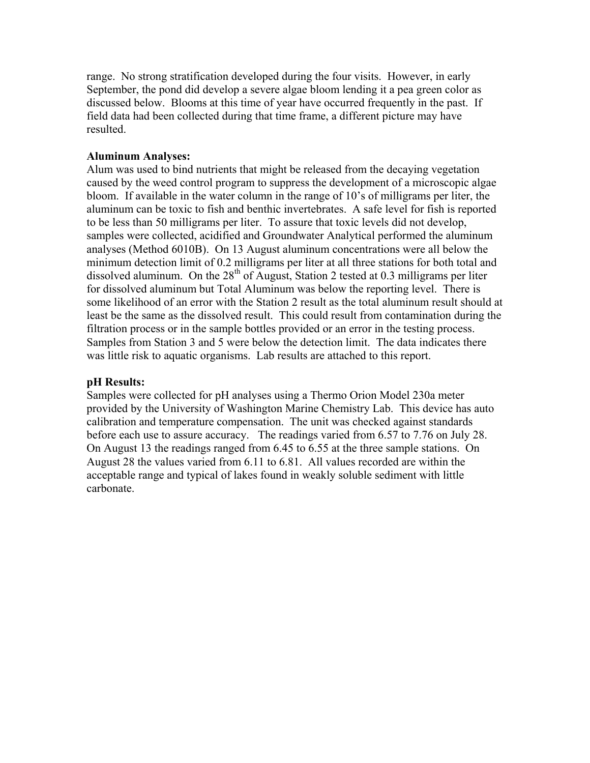range. No strong stratification developed during the four visits. However, in early September, the pond did develop a severe algae bloom lending it a pea green color as discussed below. Blooms at this time of year have occurred frequently in the past. If field data had been collected during that time frame, a different picture may have resulted.

**Aluminum Analyses:**
Alum was used to bind nutrients that might be released from the decaying vegetation caused by the weed control program to suppress the development of a microscopic algae bloom. If available in the water column in the range of 10's of milligrams per liter, the aluminum can be toxic to fish and benthic invertebrates. A safe level for fish is reported to be less than 50 milligrams per liter. To assure that toxic levels did not develop, samples were collected, acidified and Groundwater Analytical performed the aluminum analyses (Method 6010B). On 13 August aluminum concentrations were all below the minimum detection limit of 0.2 milligrams per liter at all three stations for both total and dissolved aluminum. On the 28th of August, Station 2 tested at 0.3 milligrams per liter for dissolved aluminum but Total Aluminum was below the reporting level. There is some likelihood of an error with the Station 2 result as the total aluminum result should at least be the same as the dissolved result. This could result from contamination during the filtration process or in the sample bottles provided or an error in the testing process. Samples from Station 3 and 5 were below the detection limit. The data indicates there was little risk to aquatic organisms. Lab results are attached to this report.

**pH Results:**
Samples were collected for pH analyses using a Thermo Orion Model 230a meter provided by the University of Washington Marine Chemistry Lab. This device has auto calibration and temperature compensation. The unit was checked against standards before each use to assure accuracy. The readings varied from 6.57 to 7.76 on July 28. On August 13 the readings ranged from 6.45 to 6.55 at the three sample stations. On August 28 the values varied from 6.11 to 6.81. All values recorded are within the acceptable range and typical of lakes found in weakly soluble sediment with little carbonate.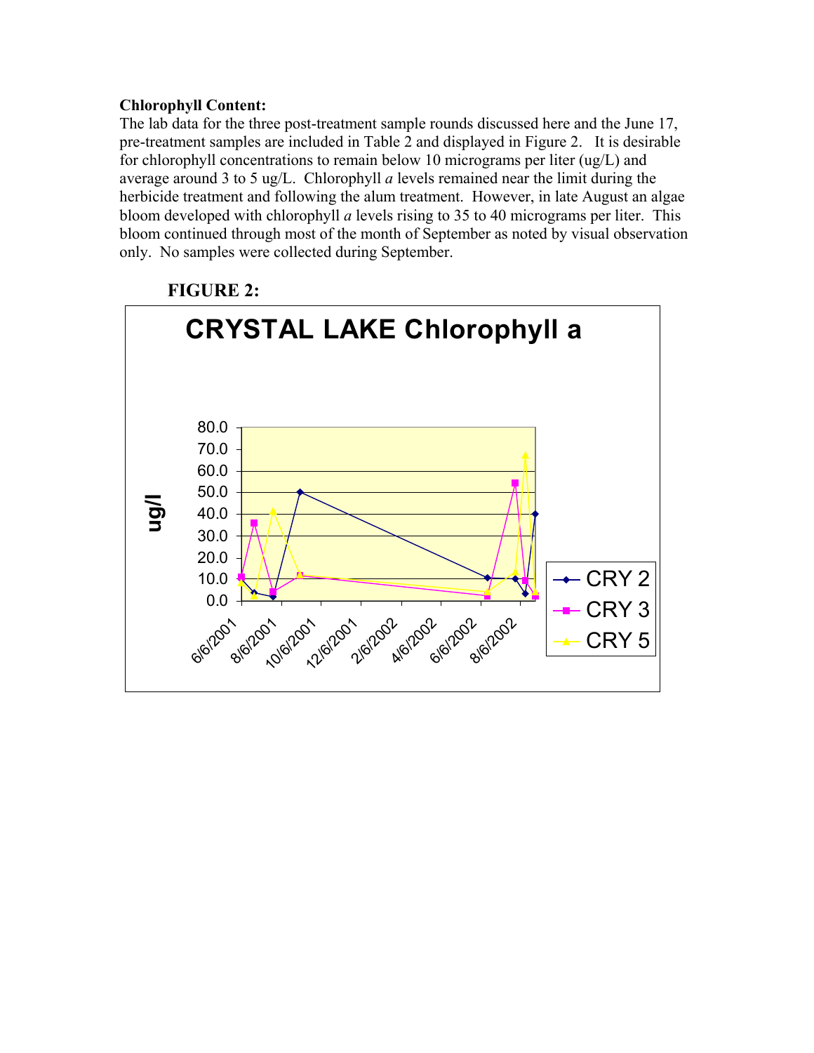**Chlorophyll Content:**
The lab data for the three post-treatment sample rounds discussed here and the June 17, pre-treatment samples are included in Table 2 and displayed in Figure 2. It is desirable for chlorophyll concentrations to remain below 10 micrograms per liter (ug/L) and average around 3 to 5 ug/L. Chlorophyll *a* levels remained near the limit during the herbicide treatment and following the alum treatment. However, in late August an algae bloom developed with chlorophyll *a* levels rising to 35 to 40 micrograms per liter. This bloom continued through most of the month of September as noted by visual observation only. No samples were collected during September.

**FIGURE 2:**

CRYSTAL LAKE Chlorophyll a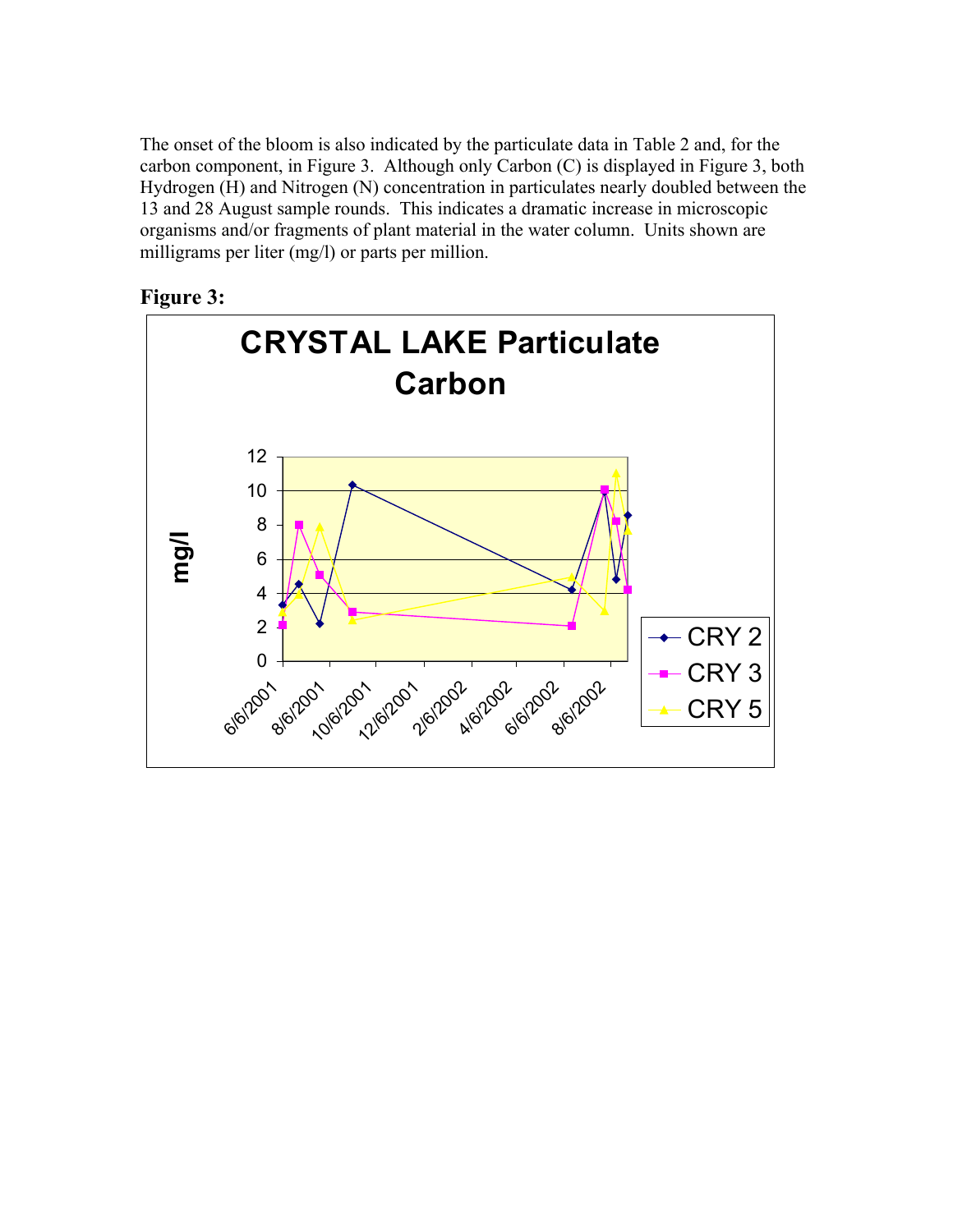The onset of the bloom is also indicated by the particulate data in Table 2 and, for the carbon component, in Figure 3. Although only Carbon (C) is displayed in Figure 3, both Hydrogen (H) and Nitrogen (N) concentration in particulates nearly doubled between the 13 and 28 August sample rounds. This indicates a dramatic increase in microscopic organisms and/or fragments of plant material in the water column. Units shown are milligrams per liter (mg/l) or parts per million.

**Figure 3:**

CRYSTAL LAKE Particulate Carbon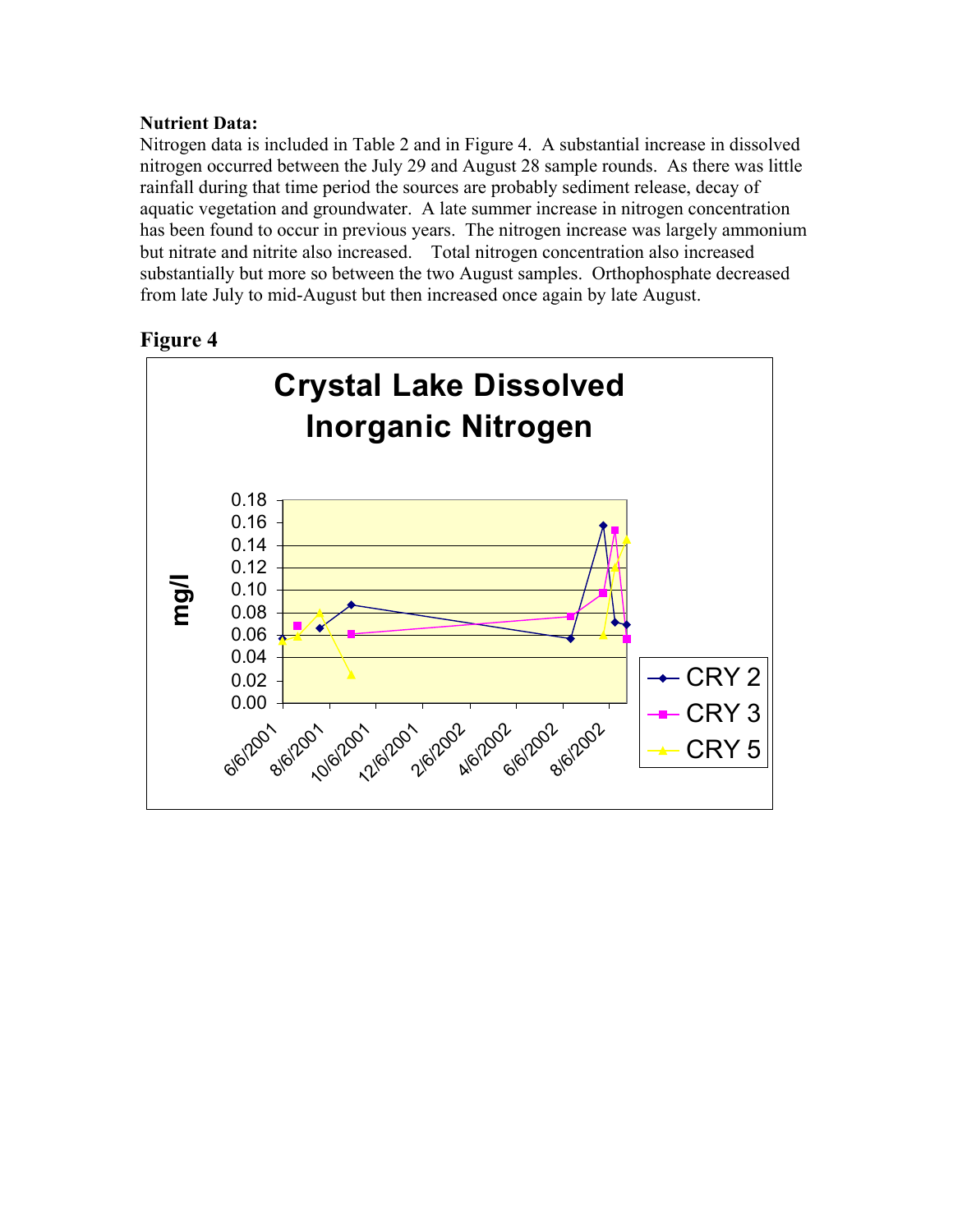**Nutrient Data:**

Nitrogen data is included in Table 2 and in Figure 4. A substantial increase in dissolved nitrogen occurred between the July 29 and August 28 sample rounds. As there was little rainfall during that time period the sources are probably sediment release, decay of aquatic vegetation and groundwater. A late summer increase in nitrogen concentration has been found to occur in previous years. The nitrogen increase was largely ammonium but nitrate and nitrite also increased. Total nitrogen concentration also increased substantially but more so between the two August samples. Orthophosphate decreased from late July to mid-August but then increased once again by late August.

**Figure 4**

Crystal Lake Dissolved Inorganic Nitrogen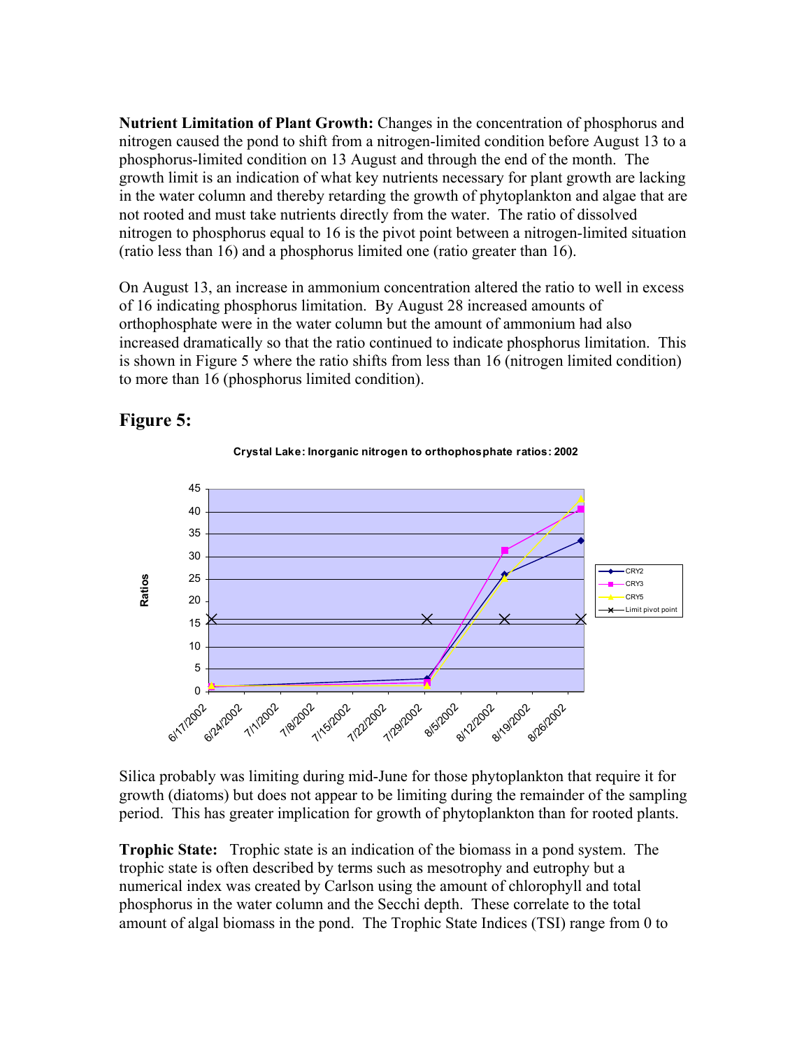**Nutrient Limitation of Plant Growth:** Changes in the concentration of phosphorus and nitrogen caused the pond to shift from a nitrogen-limited condition before August 13 to a phosphorus-limited condition on 13 August and through the end of the month. The growth limit is an indication of what key nutrients necessary for plant growth are lacking in the water column and thereby retarding the growth of phytoplankton and algae that are not rooted and must take nutrients directly from the water. The ratio of dissolved nitrogen to phosphorus equal to 16 is the pivot point between a nitrogen-limited situation (ratio less than 16) and a phosphorus limited one (ratio greater than 16).

On August 13, an increase in ammonium concentration altered the ratio to well in excess of 16 indicating phosphorus limitation. By August 28 increased amounts of orthophosphate were in the water column but the amount of ammonium had also increased dramatically so that the ratio continued to indicate phosphorus limitation. This is shown in Figure 5 where the ratio shifts from less than 16 (nitrogen limited condition) to more than 16 (phosphorus limited condition).

## Figure 5:

Crystal Lake: Inorganic nitrogen to orthophosphate ratios: 2002

Silica probably was limiting during mid-June for those phytoplankton that require it for growth (diatoms) but does not appear to be limiting during the remainder of the sampling period. This has greater implication for growth of phytoplankton than for rooted plants.

**Trophic State:** Trophic state is an indication of the biomass in a pond system. The trophic state is often described by terms such as mesotrophy and eutrophy but a numerical index was created by Carlson using the amount of chlorophyll and total phosphorus in the water column and the Secchi depth. These correlate to the total amount of algal biomass in the pond. The Trophic State Indices (TSI) range from 0 to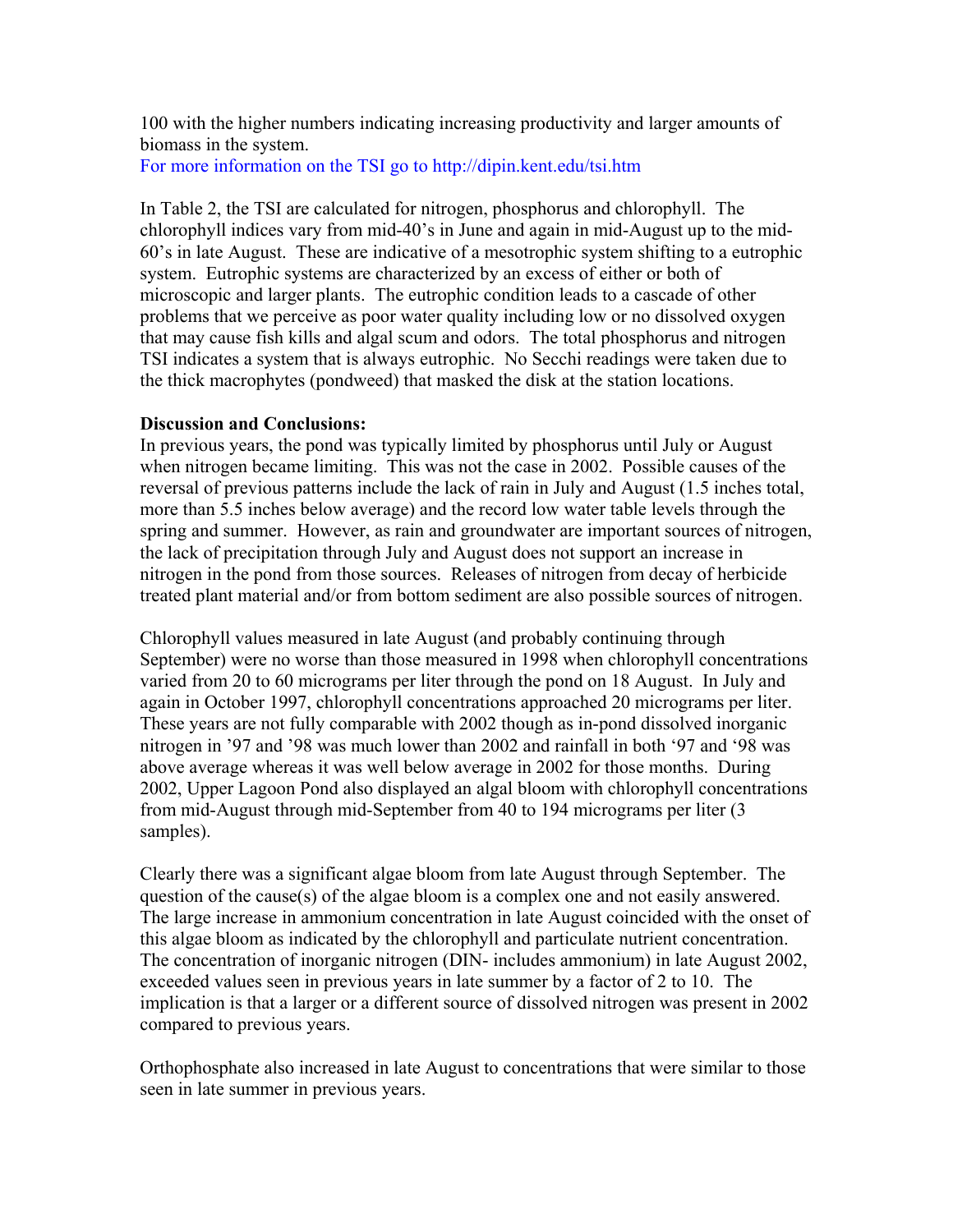100 with the higher numbers indicating increasing productivity and larger amounts of biomass in the system.

For more information on the TSI go to http://dipin.kent.edu/tsi.htm

In Table 2, the TSI are calculated for nitrogen, phosphorus and chlorophyll. The chlorophyll indices vary from mid-40's in June and again in mid-August up to the mid-60's in late August. These are indicative of a mesotrophic system shifting to a eutrophic system. Eutrophic systems are characterized by an excess of either or both of microscopic and larger plants. The eutrophic condition leads to a cascade of other problems that we perceive as poor water quality including low or no dissolved oxygen that may cause fish kills and algal scum and odors. The total phosphorus and nitrogen TSI indicates a system that is always eutrophic. No Secchi readings were taken due to the thick macrophytes (pondweed) that masked the disk at the station locations.

**Discussion and Conclusions:**

In previous years, the pond was typically limited by phosphorus until July or August when nitrogen became limiting. This was not the case in 2002. Possible causes of the reversal of previous patterns include the lack of rain in July and August (1.5 inches total, more than 5.5 inches below average) and the record low water table levels through the spring and summer. However, as rain and groundwater are important sources of nitrogen, the lack of precipitation through July and August does not support an increase in nitrogen in the pond from those sources. Releases of nitrogen from decay of herbicide treated plant material and/or from bottom sediment are also possible sources of nitrogen.

Chlorophyll values measured in late August (and probably continuing through September) were no worse than those measured in 1998 when chlorophyll concentrations varied from 20 to 60 micrograms per liter through the pond on 18 August. In July and again in October 1997, chlorophyll concentrations approached 20 micrograms per liter. These years are not fully comparable with 2002 though as in-pond dissolved inorganic nitrogen in '97 and '98 was much lower than 2002 and rainfall in both '97 and '98 was above average whereas it was well below average in 2002 for those months. During 2002, Upper Lagoon Pond also displayed an algal bloom with chlorophyll concentrations from mid-August through mid-September from 40 to 194 micrograms per liter (3 samples).

Clearly there was a significant algae bloom from late August through September. The question of the cause(s) of the algae bloom is a complex one and not easily answered. The large increase in ammonium concentration in late August coincided with the onset of this algae bloom as indicated by the chlorophyll and particulate nutrient concentration. The concentration of inorganic nitrogen (DIN- includes ammonium) in late August 2002, exceeded values seen in previous years in late summer by a factor of 2 to 10. The implication is that a larger or a different source of dissolved nitrogen was present in 2002 compared to previous years.

Orthophosphate also increased in late August to concentrations that were similar to those seen in late summer in previous years.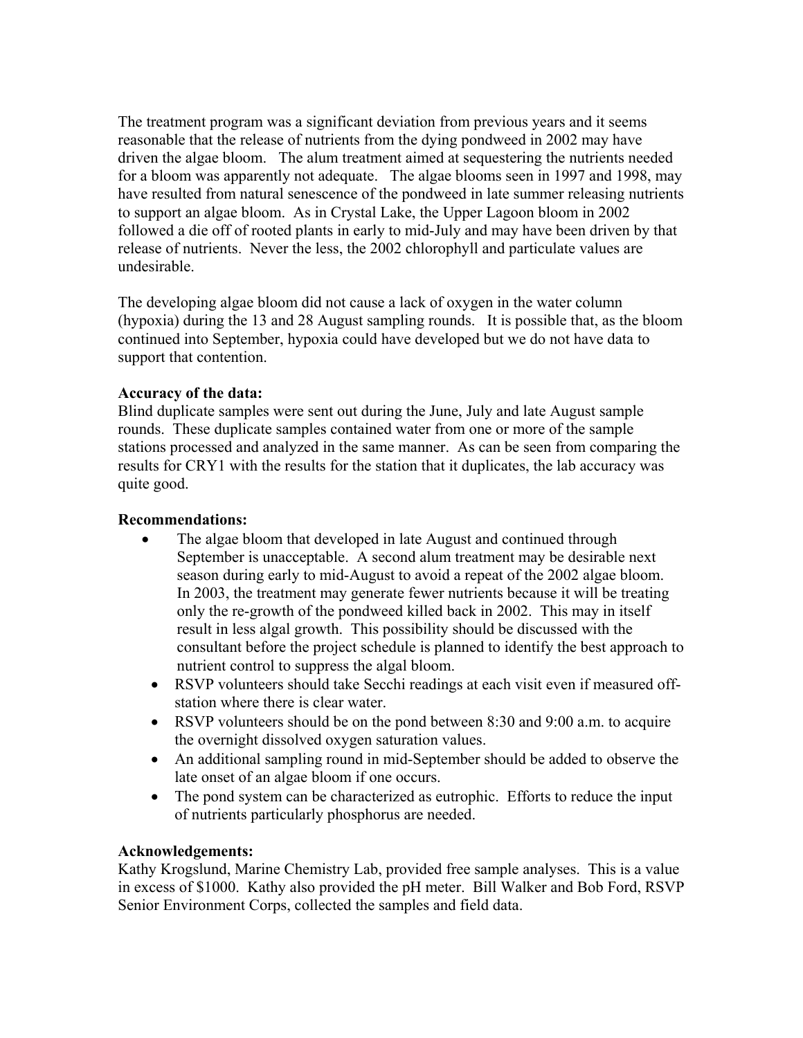The treatment program was a significant deviation from previous years and it seems reasonable that the release of nutrients from the dying pondweed in 2002 may have driven the algae bloom. The alum treatment aimed at sequestering the nutrients needed for a bloom was apparently not adequate. The algae blooms seen in 1997 and 1998, may have resulted from natural senescence of the pondweed in late summer releasing nutrients to support an algae bloom. As in Crystal Lake, the Upper Lagoon bloom in 2002 followed a die off of rooted plants in early to mid-July and may have been driven by that release of nutrients. Never the less, the 2002 chlorophyll and particulate values are undesirable.

The developing algae bloom did not cause a lack of oxygen in the water column (hypoxia) during the 13 and 28 August sampling rounds. It is possible that, as the bloom continued into September, hypoxia could have developed but we do not have data to support that contention.

**Accuracy of the data:**
Blind duplicate samples were sent out during the June, July and late August sample rounds. These duplicate samples contained water from one or more of the sample stations processed and analyzed in the same manner. As can be seen from comparing the results for CRY1 with the results for the station that it duplicates, the lab accuracy was quite good.

**Recommendations:**

- The algae bloom that developed in late August and continued through September is unacceptable. A second alum treatment may be desirable next season during early to mid-August to avoid a repeat of the 2002 algae bloom. In 2003, the treatment may generate fewer nutrients because it will be treating only the re-growth of the pondweed killed back in 2002. This may in itself result in less algal growth. This possibility should be discussed with the consultant before the project schedule is planned to identify the best approach to nutrient control to suppress the algal bloom.
- RSVP volunteers should take Secchi readings at each visit even if measured off-station where there is clear water.
- RSVP volunteers should be on the pond between 8:30 and 9:00 a.m. to acquire the overnight dissolved oxygen saturation values.
- An additional sampling round in mid-September should be added to observe the late onset of an algae bloom if one occurs.
- The pond system can be characterized as eutrophic. Efforts to reduce the input of nutrients particularly phosphorus are needed.

**Acknowledgements:**
Kathy Krogslund, Marine Chemistry Lab, provided free sample analyses. This is a value in excess of $1000. Kathy also provided the pH meter. Bill Walker and Bob Ford, RSVP Senior Environment Corps, collected the samples and field data.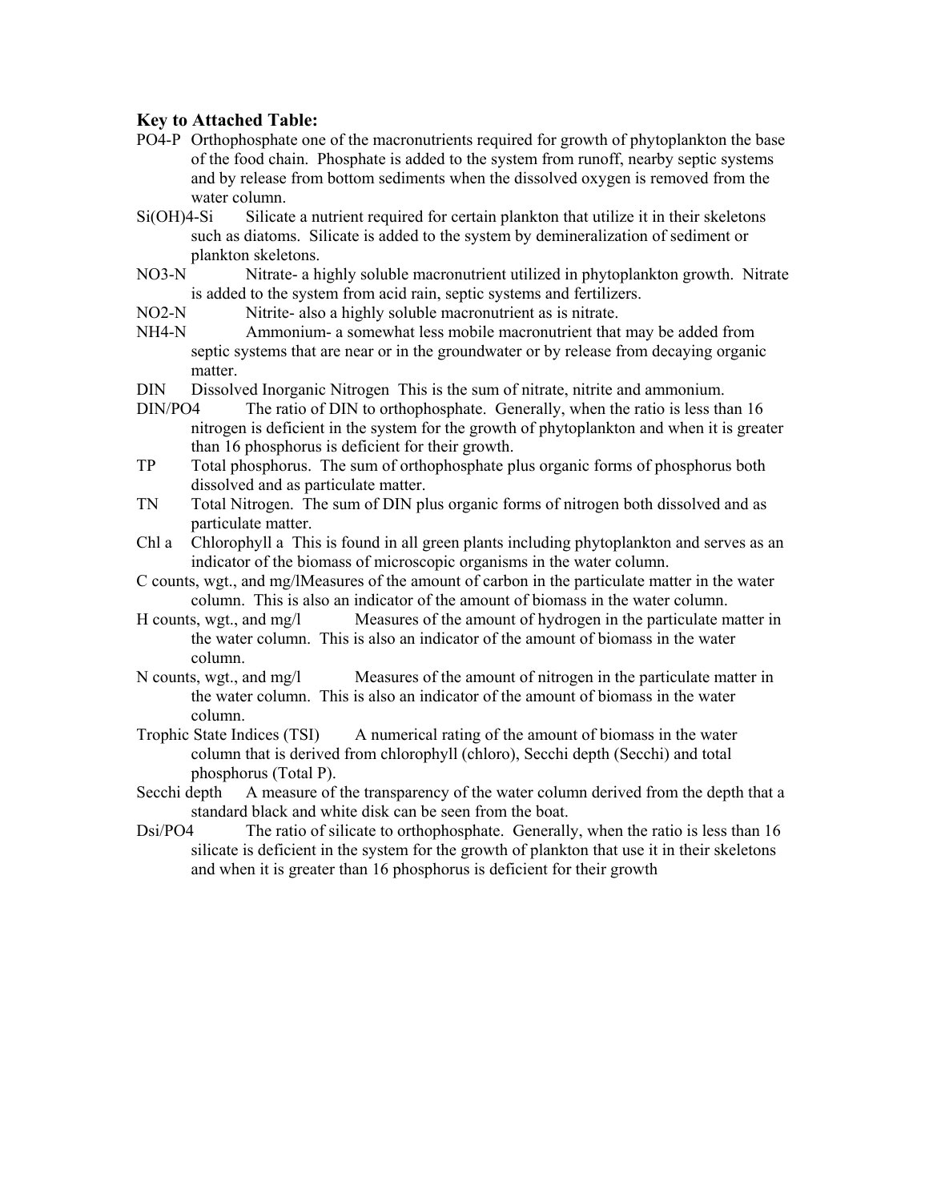### Key to Attached Table:

PO4-P Orthophosphate one of the macronutrients required for growth of phytoplankton the base of the food chain. Phosphate is added to the system from runoff, nearby septic systems and by release from bottom sediments when the dissolved oxygen is removed from the water column.

Si(OH)4-Si Silicate a nutrient required for certain plankton that utilize it in their skeletons such as diatoms. Silicate is added to the system by demineralization of sediment or plankton skeletons.

NO3-N Nitrate- a highly soluble macronutrient utilized in phytoplankton growth. Nitrate is added to the system from acid rain, septic systems and fertilizers.

NO2-N Nitrite- also a highly soluble macronutrient as is nitrate.

NH4-N Ammonium- a somewhat less mobile macronutrient that may be added from septic systems that are near or in the groundwater or by release from decaying organic matter.

DIN Dissolved Inorganic Nitrogen This is the sum of nitrate, nitrite and ammonium.

DIN/PO4 The ratio of DIN to orthophosphate. Generally, when the ratio is less than 16 nitrogen is deficient in the system for the growth of phytoplankton and when it is greater than 16 phosphorus is deficient for their growth.

TP Total phosphorus. The sum of orthophosphate plus organic forms of phosphorus both dissolved and as particulate matter.

TN Total Nitrogen. The sum of DIN plus organic forms of nitrogen both dissolved and as particulate matter.

Chl a Chlorophyll a This is found in all green plants including phytoplankton and serves as an indicator of the biomass of microscopic organisms in the water column.

C counts, wgt., and mg/l Measures of the amount of carbon in the particulate matter in the water column. This is also an indicator of the amount of biomass in the water column.

H counts, wgt., and mg/l Measures of the amount of hydrogen in the particulate matter in the water column. This is also an indicator of the amount of biomass in the water column.

N counts, wgt., and mg/l Measures of the amount of nitrogen in the particulate matter in the water column. This is also an indicator of the amount of biomass in the water column.

Trophic State Indices (TSI) A numerical rating of the amount of biomass in the water column that is derived from chlorophyll (chloro), Secchi depth (Secchi) and total phosphorus (Total P).

Secchi depth A measure of the transparency of the water column derived from the depth that a standard black and white disk can be seen from the boat.

Dsi/PO4 The ratio of silicate to orthophosphate. Generally, when the ratio is less than 16 silicate is deficient in the system for the growth of plankton that use it in their skeletons and when it is greater than 16 phosphorus is deficient for their growth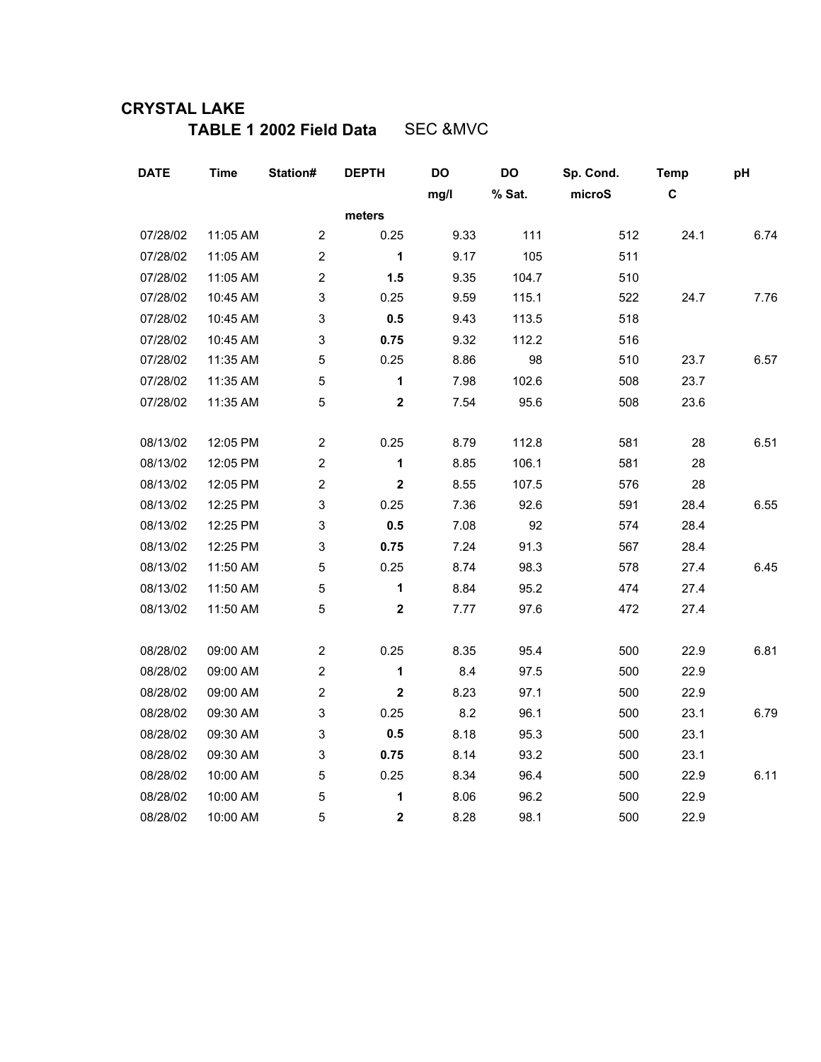# CRYSTAL LAKE

## TABLE 1 2002 Field Data SEC &MVC

| DATE | Time | Station# | DEPTH | DO | DO | Sp. Cond. | Temp | pH |
|---|---|---|---|---|---|---|---|---|
| | | | | mg/l | % Sat. | microS | C | |
| | | | meters | | | | | |
| 07/28/02 | 11:05 AM | 2 | 0.25 | 9.33 | 111 | 512 | 24.1 | 6.74 |
| 07/28/02 | 11:05 AM | 2 | **1** | 9.17 | 105 | 511 | | |
| 07/28/02 | 11:05 AM | 2 | **1.5** | 9.35 | 104.7 | 510 | | |
| 07/28/02 | 10:45 AM | 3 | 0.25 | 9.59 | 115.1 | 522 | 24.7 | 7.76 |
| 07/28/02 | 10:45 AM | 3 | **0.5** | 9.43 | 113.5 | 518 | | |
| 07/28/02 | 10:45 AM | 3 | **0.75** | 9.32 | 112.2 | 516 | | |
| 07/28/02 | 11:35 AM | 5 | 0.25 | 8.86 | 98 | 510 | 23.7 | 6.57 |
| 07/28/02 | 11:35 AM | 5 | **1** | 7.98 | 102.6 | 508 | 23.7 | |
| 07/28/02 | 11:35 AM | 5 | **2** | 7.54 | 95.6 | 508 | 23.6 | |
| | | | | | | | | |
| 08/13/02 | 12:05 PM | 2 | 0.25 | 8.79 | 112.8 | 581 | 28 | 6.51 |
| 08/13/02 | 12:05 PM | 2 | **1** | 8.85 | 106.1 | 581 | 28 | |
| 08/13/02 | 12:05 PM | 2 | **2** | 8.55 | 107.5 | 576 | 28 | |
| 08/13/02 | 12:25 PM | 3 | 0.25 | 7.36 | 92.6 | 591 | 28.4 | 6.55 |
| 08/13/02 | 12:25 PM | 3 | **0.5** | 7.08 | 92 | 574 | 28.4 | |
| 08/13/02 | 12:25 PM | 3 | **0.75** | 7.24 | 91.3 | 567 | 28.4 | |
| 08/13/02 | 11:50 AM | 5 | 0.25 | 8.74 | 98.3 | 578 | 27.4 | 6.45 |
| 08/13/02 | 11:50 AM | 5 | **1** | 8.84 | 95.2 | 474 | 27.4 | |
| 08/13/02 | 11:50 AM | 5 | **2** | 7.77 | 97.6 | 472 | 27.4 | |
| | | | | | | | | |
| 08/28/02 | 09:00 AM | 2 | 0.25 | 8.35 | 95.4 | 500 | 22.9 | 6.81 |
| 08/28/02 | 09:00 AM | 2 | **1** | 8.4 | 97.5 | 500 | 22.9 | |
| 08/28/02 | 09:00 AM | 2 | **2** | 8.23 | 97.1 | 500 | 22.9 | |
| 08/28/02 | 09:30 AM | 3 | 0.25 | 8.2 | 96.1 | 500 | 23.1 | 6.79 |
| 08/28/02 | 09:30 AM | 3 | **0.5** | 8.18 | 95.3 | 500 | 23.1 | |
| 08/28/02 | 09:30 AM | 3 | **0.75** | 8.14 | 93.2 | 500 | 23.1 | |
| 08/28/02 | 10:00 AM | 5 | 0.25 | 8.34 | 96.4 | 500 | 22.9 | 6.11 |
| 08/28/02 | 10:00 AM | 5 | **1** | 8.06 | 96.2 | 500 | 22.9 | |
| 08/28/02 | 10:00 AM | 5 | **2** | 8.28 | 98.1 | 500 | 22.9 | |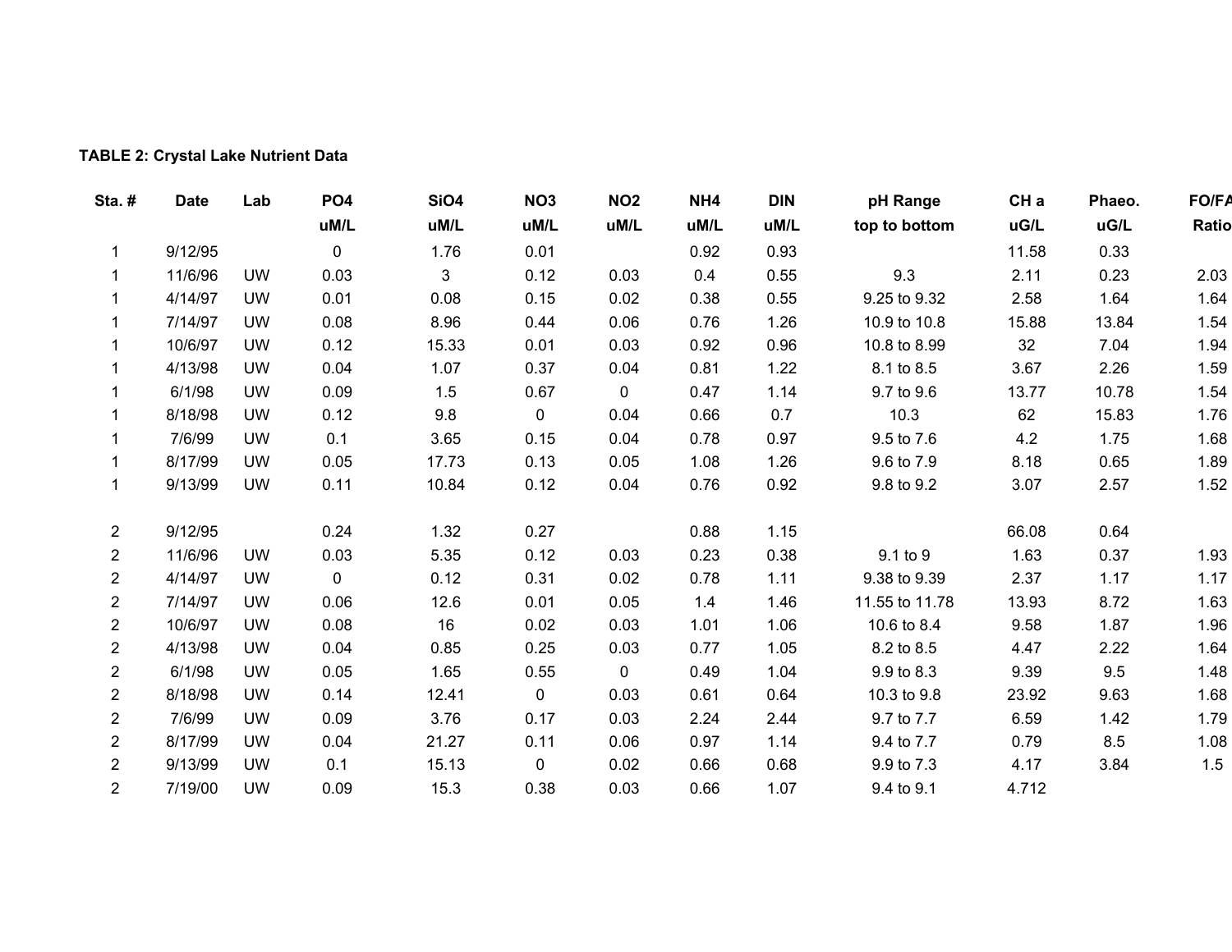**TABLE 2: Crystal Lake Nutrient Data**

| Sta. # | Date | Lab | PO4 uM/L | SiO4 uM/L | NO3 uM/L | NO2 uM/L | NH4 uM/L | DIN uM/L | pH Range top to bottom | CH a uG/L | Phaeo. uG/L | FO/FA Ratio |
|---|---|---|---|---|---|---|---|---|---|---|---|---|
| 1 | 9/12/95 | | 0 | 1.76 | 0.01 | | 0.92 | 0.93 | | 11.58 | 0.33 | |
| 1 | 11/6/96 | UW | 0.03 | 3 | 0.12 | 0.03 | 0.4 | 0.55 | 9.3 | 2.11 | 0.23 | 2.03 |
| 1 | 4/14/97 | UW | 0.01 | 0.08 | 0.15 | 0.02 | 0.38 | 0.55 | 9.25 to 9.32 | 2.58 | 1.64 | 1.64 |
| 1 | 7/14/97 | UW | 0.08 | 8.96 | 0.44 | 0.06 | 0.76 | 1.26 | 10.9 to 10.8 | 15.88 | 13.84 | 1.54 |
| 1 | 10/6/97 | UW | 0.12 | 15.33 | 0.01 | 0.03 | 0.92 | 0.96 | 10.8 to 8.99 | 32 | 7.04 | 1.94 |
| 1 | 4/13/98 | UW | 0.04 | 1.07 | 0.37 | 0.04 | 0.81 | 1.22 | 8.1 to 8.5 | 3.67 | 2.26 | 1.59 |
| 1 | 6/1/98 | UW | 0.09 | 1.5 | 0.67 | 0 | 0.47 | 1.14 | 9.7 to 9.6 | 13.77 | 10.78 | 1.54 |
| 1 | 8/18/98 | UW | 0.12 | 9.8 | 0 | 0.04 | 0.66 | 0.7 | 10.3 | 62 | 15.83 | 1.76 |
| 1 | 7/6/99 | UW | 0.1 | 3.65 | 0.15 | 0.04 | 0.78 | 0.97 | 9.5 to 7.6 | 4.2 | 1.75 | 1.68 |
| 1 | 8/17/99 | UW | 0.05 | 17.73 | 0.13 | 0.05 | 1.08 | 1.26 | 9.6 to 7.9 | 8.18 | 0.65 | 1.89 |
| 1 | 9/13/99 | UW | 0.11 | 10.84 | 0.12 | 0.04 | 0.76 | 0.92 | 9.8 to 9.2 | 3.07 | 2.57 | 1.52 |
| | | | | | | | | | | | | |
| 2 | 9/12/95 | | 0.24 | 1.32 | 0.27 | | 0.88 | 1.15 | | 66.08 | 0.64 | |
| 2 | 11/6/96 | UW | 0.03 | 5.35 | 0.12 | 0.03 | 0.23 | 0.38 | 9.1 to 9 | 1.63 | 0.37 | 1.93 |
| 2 | 4/14/97 | UW | 0 | 0.12 | 0.31 | 0.02 | 0.78 | 1.11 | 9.38 to 9.39 | 2.37 | 1.17 | 1.17 |
| 2 | 7/14/97 | UW | 0.06 | 12.6 | 0.01 | 0.05 | 1.4 | 1.46 | 11.55 to 11.78 | 13.93 | 8.72 | 1.63 |
| 2 | 10/6/97 | UW | 0.08 | 16 | 0.02 | 0.03 | 1.01 | 1.06 | 10.6 to 8.4 | 9.58 | 1.87 | 1.96 |
| 2 | 4/13/98 | UW | 0.04 | 0.85 | 0.25 | 0.03 | 0.77 | 1.05 | 8.2 to 8.5 | 4.47 | 2.22 | 1.64 |
| 2 | 6/1/98 | UW | 0.05 | 1.65 | 0.55 | 0 | 0.49 | 1.04 | 9.9 to 8.3 | 9.39 | 9.5 | 1.48 |
| 2 | 8/18/98 | UW | 0.14 | 12.41 | 0 | 0.03 | 0.61 | 0.64 | 10.3 to 9.8 | 23.92 | 9.63 | 1.68 |
| 2 | 7/6/99 | UW | 0.09 | 3.76 | 0.17 | 0.03 | 2.24 | 2.44 | 9.7 to 7.7 | 6.59 | 1.42 | 1.79 |
| 2 | 8/17/99 | UW | 0.04 | 21.27 | 0.11 | 0.06 | 0.97 | 1.14 | 9.4 to 7.7 | 0.79 | 8.5 | 1.08 |
| 2 | 9/13/99 | UW | 0.1 | 15.13 | 0 | 0.02 | 0.66 | 0.68 | 9.9 to 7.3 | 4.17 | 3.84 | 1.5 |
| 2 | 7/19/00 | UW | 0.09 | 15.3 | 0.38 | 0.03 | 0.66 | 1.07 | 9.4 to 9.1 | 4.712 | | |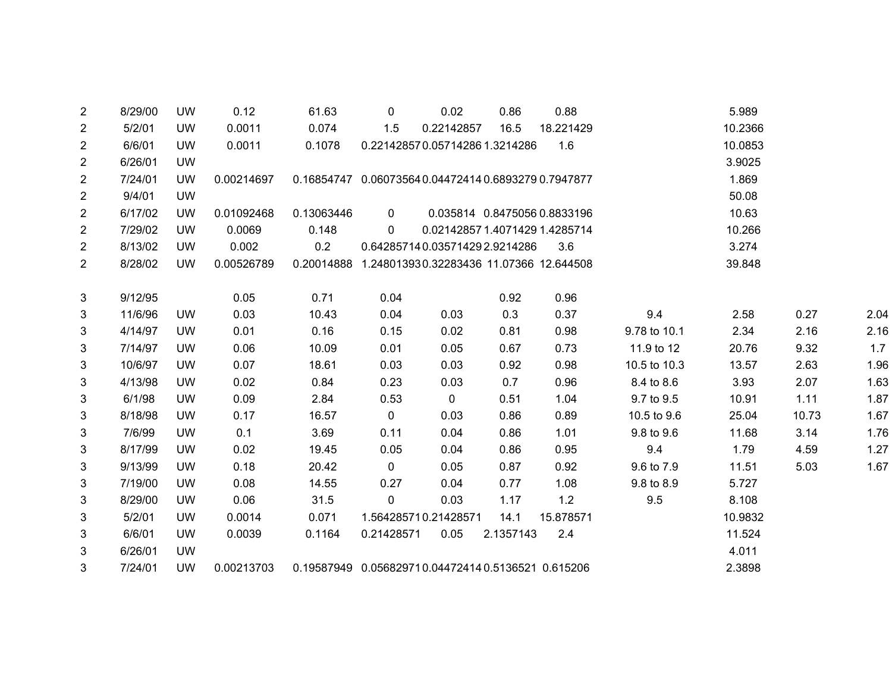| | | | | | | | | | | | | |
|---|---|---|---|---|---|---|---|---|---|---|---|---|
| 2 | 8/29/00 | UW | 0.12 | 61.63 | 0 | 0.02 | 0.86 | 0.88 | | 5.989 | | |
| 2 | 5/2/01 | UW | 0.0011 | 0.074 | 1.5 | 0.22142857 | 16.5 | 18.221429 | | 10.2366 | | |
| 2 | 6/6/01 | UW | 0.0011 | 0.1078 | 0.22142857 | 0.05714286 | 1.3214286 | 1.6 | | 10.0853 | | |
| 2 | 6/26/01 | UW | | | | | | | | 3.9025 | | |
| 2 | 7/24/01 | UW | 0.00214697 | 0.16854747 | 0.06073564 | 0.04472414 | 0.6893279 | 0.7947877 | | 1.869 | | |
| 2 | 9/4/01 | UW | | | | | | | | 50.08 | | |
| 2 | 6/17/02 | UW | 0.01092468 | 0.13063446 | 0 | 0.035814 | 0.8475056 | 0.8833196 | | 10.63 | | |
| 2 | 7/29/02 | UW | 0.0069 | 0.148 | 0 | 0.02142857 | 1.4071429 | 1.4285714 | | 10.266 | | |
| 2 | 8/13/02 | UW | 0.002 | 0.2 | 0.64285714 | 0.03571429 | 2.9214286 | 3.6 | | 3.274 | | |
| 2 | 8/28/02 | UW | 0.00526789 | 0.20014888 | 1.24801393 | 0.32283436 | 11.07366 | 12.644508 | | 39.848 | | |
| | | | | | | | | | | | | |
| 3 | 9/12/95 | | 0.05 | 0.71 | 0.04 | | 0.92 | 0.96 | | | | |
| 3 | 11/6/96 | UW | 0.03 | 10.43 | 0.04 | 0.03 | 0.3 | 0.37 | 9.4 | 2.58 | 0.27 | 2.04 |
| 3 | 4/14/97 | UW | 0.01 | 0.16 | 0.15 | 0.02 | 0.81 | 0.98 | 9.78 to 10.1 | 2.34 | 2.16 | 2.16 |
| 3 | 7/14/97 | UW | 0.06 | 10.09 | 0.01 | 0.05 | 0.67 | 0.73 | 11.9 to 12 | 20.76 | 9.32 | 1.7 |
| 3 | 10/6/97 | UW | 0.07 | 18.61 | 0.03 | 0.03 | 0.92 | 0.98 | 10.5 to 10.3 | 13.57 | 2.63 | 1.96 |
| 3 | 4/13/98 | UW | 0.02 | 0.84 | 0.23 | 0.03 | 0.7 | 0.96 | 8.4 to 8.6 | 3.93 | 2.07 | 1.63 |
| 3 | 6/1/98 | UW | 0.09 | 2.84 | 0.53 | 0 | 0.51 | 1.04 | 9.7 to 9.5 | 10.91 | 1.11 | 1.87 |
| 3 | 8/18/98 | UW | 0.17 | 16.57 | 0 | 0.03 | 0.86 | 0.89 | 10.5 to 9.6 | 25.04 | 10.73 | 1.67 |
| 3 | 7/6/99 | UW | 0.1 | 3.69 | 0.11 | 0.04 | 0.86 | 1.01 | 9.8 to 9.6 | 11.68 | 3.14 | 1.76 |
| 3 | 8/17/99 | UW | 0.02 | 19.45 | 0.05 | 0.04 | 0.86 | 0.95 | 9.4 | 1.79 | 4.59 | 1.27 |
| 3 | 9/13/99 | UW | 0.18 | 20.42 | 0 | 0.05 | 0.87 | 0.92 | 9.6 to 7.9 | 11.51 | 5.03 | 1.67 |
| 3 | 7/19/00 | UW | 0.08 | 14.55 | 0.27 | 0.04 | 0.77 | 1.08 | 9.8 to 8.9 | 5.727 | | |
| 3 | 8/29/00 | UW | 0.06 | 31.5 | 0 | 0.03 | 1.17 | 1.2 | 9.5 | 8.108 | | |
| 3 | 5/2/01 | UW | 0.0014 | 0.071 | 1.56428571 | 0.21428571 | 14.1 | 15.878571 | | 10.9832 | | |
| 3 | 6/6/01 | UW | 0.0039 | 0.1164 | 0.21428571 | 0.05 | 2.1357143 | 2.4 | | 11.524 | | |
| 3 | 6/26/01 | UW | | | | | | | | 4.011 | | |
| 3 | 7/24/01 | UW | 0.00213703 | 0.19587949 | 0.05682971 | 0.04472414 | 0.5136521 | 0.615206 | | 2.3898 | | |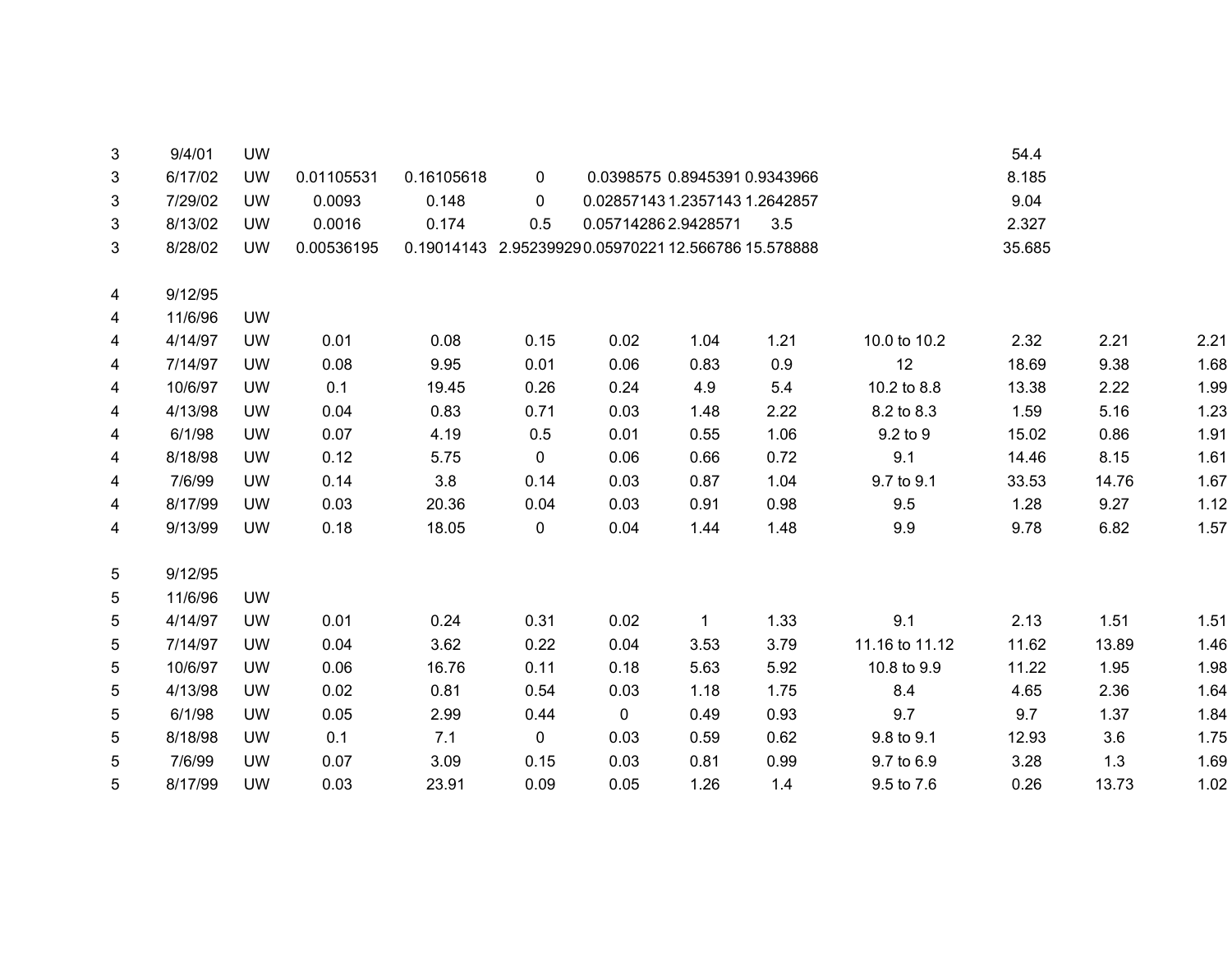| | | | | | | | | | | | | |
|---|---|---|---|---|---|---|---|---|---|---|---|---|
| 3 | 9/4/01 | UW | | | | | | | | 54.4 | | |
| 3 | 6/17/02 | UW | 0.01105531 | 0.16105618 | 0 | 0.0398575 | 0.8945391 | 0.9343966 | | 8.185 | | |
| 3 | 7/29/02 | UW | 0.0093 | 0.148 | 0 | 0.02857143 | 1.2357143 | 1.2642857 | | 9.04 | | |
| 3 | 8/13/02 | UW | 0.0016 | 0.174 | 0.5 | 0.05714286 | 2.9428571 | 3.5 | | 2.327 | | |
| 3 | 8/28/02 | UW | 0.00536195 | 0.19014143 | 2.95239929 | 0.05970221 | 12.566786 | 15.578888 | | 35.685 | | |
| | | | | | | | | | | | | |
| 4 | 9/12/95 | | | | | | | | | | | |
| 4 | 11/6/96 | UW | | | | | | | | | | |
| 4 | 4/14/97 | UW | 0.01 | 0.08 | 0.15 | 0.02 | 1.04 | 1.21 | 10.0 to 10.2 | 2.32 | 2.21 | 2.21 |
| 4 | 7/14/97 | UW | 0.08 | 9.95 | 0.01 | 0.06 | 0.83 | 0.9 | 12 | 18.69 | 9.38 | 1.68 |
| 4 | 10/6/97 | UW | 0.1 | 19.45 | 0.26 | 0.24 | 4.9 | 5.4 | 10.2 to 8.8 | 13.38 | 2.22 | 1.99 |
| 4 | 4/13/98 | UW | 0.04 | 0.83 | 0.71 | 0.03 | 1.48 | 2.22 | 8.2 to 8.3 | 1.59 | 5.16 | 1.23 |
| 4 | 6/1/98 | UW | 0.07 | 4.19 | 0.5 | 0.01 | 0.55 | 1.06 | 9.2 to 9 | 15.02 | 0.86 | 1.91 |
| 4 | 8/18/98 | UW | 0.12 | 5.75 | 0 | 0.06 | 0.66 | 0.72 | 9.1 | 14.46 | 8.15 | 1.61 |
| 4 | 7/6/99 | UW | 0.14 | 3.8 | 0.14 | 0.03 | 0.87 | 1.04 | 9.7 to 9.1 | 33.53 | 14.76 | 1.67 |
| 4 | 8/17/99 | UW | 0.03 | 20.36 | 0.04 | 0.03 | 0.91 | 0.98 | 9.5 | 1.28 | 9.27 | 1.12 |
| 4 | 9/13/99 | UW | 0.18 | 18.05 | 0 | 0.04 | 1.44 | 1.48 | 9.9 | 9.78 | 6.82 | 1.57 |
| | | | | | | | | | | | | |
| 5 | 9/12/95 | | | | | | | | | | | |
| 5 | 11/6/96 | UW | | | | | | | | | | |
| 5 | 4/14/97 | UW | 0.01 | 0.24 | 0.31 | 0.02 | 1 | 1.33 | 9.1 | 2.13 | 1.51 | 1.51 |
| 5 | 7/14/97 | UW | 0.04 | 3.62 | 0.22 | 0.04 | 3.53 | 3.79 | 11.16 to 11.12 | 11.62 | 13.89 | 1.46 |
| 5 | 10/6/97 | UW | 0.06 | 16.76 | 0.11 | 0.18 | 5.63 | 5.92 | 10.8 to 9.9 | 11.22 | 1.95 | 1.98 |
| 5 | 4/13/98 | UW | 0.02 | 0.81 | 0.54 | 0.03 | 1.18 | 1.75 | 8.4 | 4.65 | 2.36 | 1.64 |
| 5 | 6/1/98 | UW | 0.05 | 2.99 | 0.44 | 0 | 0.49 | 0.93 | 9.7 | 9.7 | 1.37 | 1.84 |
| 5 | 8/18/98 | UW | 0.1 | 7.1 | 0 | 0.03 | 0.59 | 0.62 | 9.8 to 9.1 | 12.93 | 3.6 | 1.75 |
| 5 | 7/6/99 | UW | 0.07 | 3.09 | 0.15 | 0.03 | 0.81 | 0.99 | 9.7 to 6.9 | 3.28 | 1.3 | 1.69 |
| 5 | 8/17/99 | UW | 0.03 | 23.91 | 0.09 | 0.05 | 1.26 | 1.4 | 9.5 to 7.6 | 0.26 | 13.73 | 1.02 |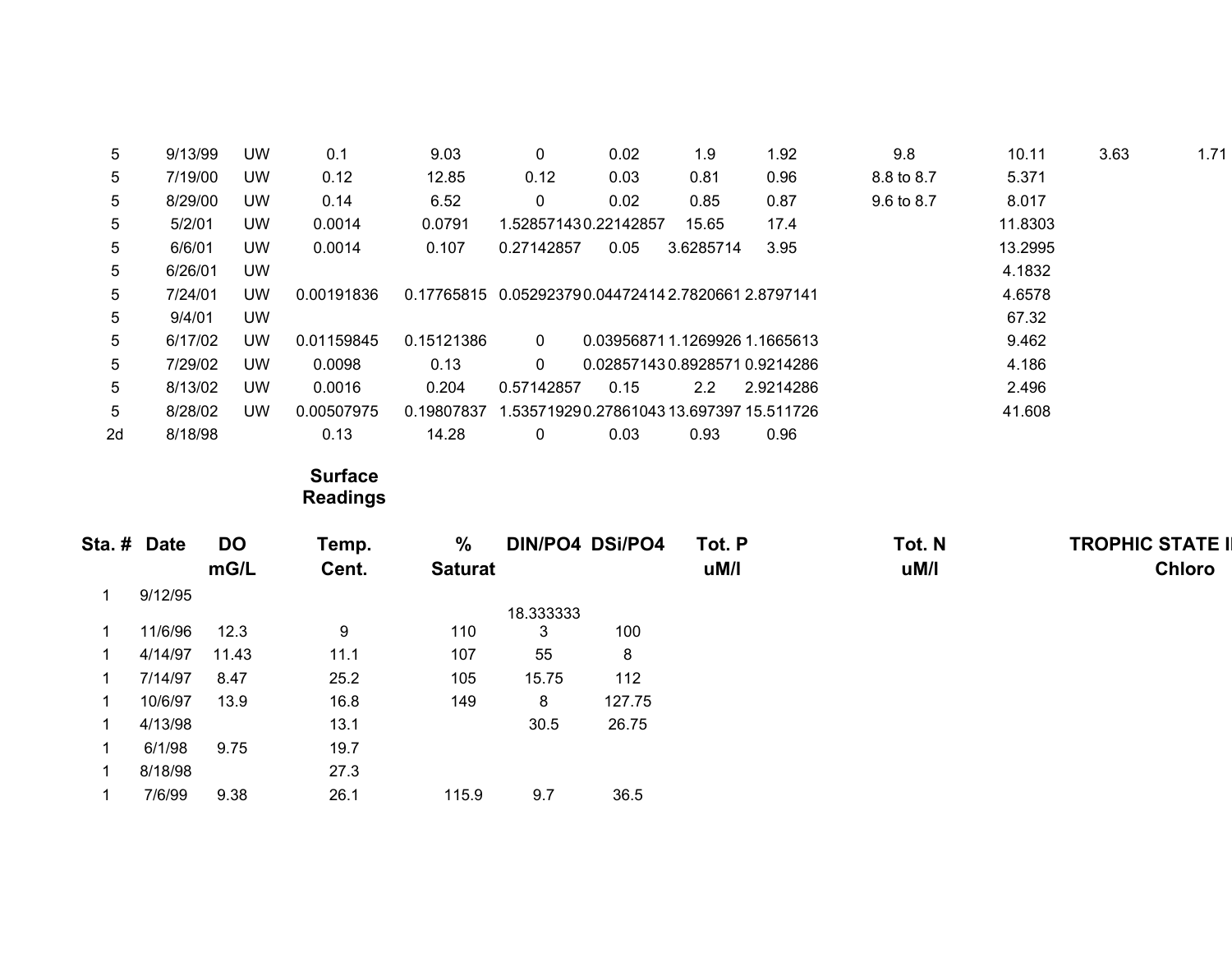| | | | | | | | | | | | | |
|---|---|---|---|---|---|---|---|---|---|---|---|---|
| 5 | 9/13/99 | UW | 0.1 | 9.03 | 0 | 0.02 | 1.9 | 1.92 | 9.8 | 10.11 | 3.63 | 1.71 |
| 5 | 7/19/00 | UW | 0.12 | 12.85 | 0.12 | 0.03 | 0.81 | 0.96 | 8.8 to 8.7 | 5.371 | | |
| 5 | 8/29/00 | UW | 0.14 | 6.52 | 0 | 0.02 | 0.85 | 0.87 | 9.6 to 8.7 | 8.017 | | |
| 5 | 5/2/01 | UW | 0.0014 | 0.0791 | 1.52857143 | 0.22142857 | 15.65 | 17.4 | | 11.8303 | | |
| 5 | 6/6/01 | UW | 0.0014 | 0.107 | 0.27142857 | 0.05 | 3.6285714 | 3.95 | | 13.2995 | | |
| 5 | 6/26/01 | UW | | | | | | | | 4.1832 | | |
| 5 | 7/24/01 | UW | 0.00191836 | 0.17765815 | 0.05292379 | 0.04472414 | 2.7820661 | 2.8797141 | | 4.6578 | | |
| 5 | 9/4/01 | UW | | | | | | | | 67.32 | | |
| 5 | 6/17/02 | UW | 0.01159845 | 0.15121386 | 0 | 0.03956871 | 1.1269926 | 1.1665613 | | 9.462 | | |
| 5 | 7/29/02 | UW | 0.0098 | 0.13 | 0 | 0.02857143 | 0.8928571 | 0.9214286 | | 4.186 | | |
| 5 | 8/13/02 | UW | 0.0016 | 0.204 | 0.57142857 | 0.15 | 2.2 | 2.9214286 | | 2.496 | | |
| 5 | 8/28/02 | UW | 0.00507975 | 0.19807837 | 1.53571929 | 0.27861043 | 13.697397 | 15.511726 | | 41.608 | | |
| 2d | 8/18/98 | | 0.13 | 14.28 | 0 | 0.03 | 0.93 | 0.96 | | | | |

**Surface Readings**

| Sta. # | Date | DO mG/L | Temp. Cent. | % Saturat | DIN/PO4 | DSi/PO4 | Tot. P uM/l | Tot. N uM/l | TROPHIC STATE I Chloro |
|---|---|---|---|---|---|---|---|---|---|
| 1 | 9/12/95 | | | | | | | | |
| 1 | 11/6/96 | 12.3 | 9 | 110 | 18.333333 3 | 100 | | | |
| 1 | 4/14/97 | 11.43 | 11.1 | 107 | 55 | 8 | | | |
| 1 | 7/14/97 | 8.47 | 25.2 | 105 | 15.75 | 112 | | | |
| 1 | 10/6/97 | 13.9 | 16.8 | 149 | 8 | 127.75 | | | |
| 1 | 4/13/98 | | 13.1 | | 30.5 | 26.75 | | | |
| 1 | 6/1/98 | 9.75 | 19.7 | | | | | | |
| 1 | 8/18/98 | | 27.3 | | | | | | |
| 1 | 7/6/99 | 9.38 | 26.1 | 115.9 | 9.7 | 36.5 | | | |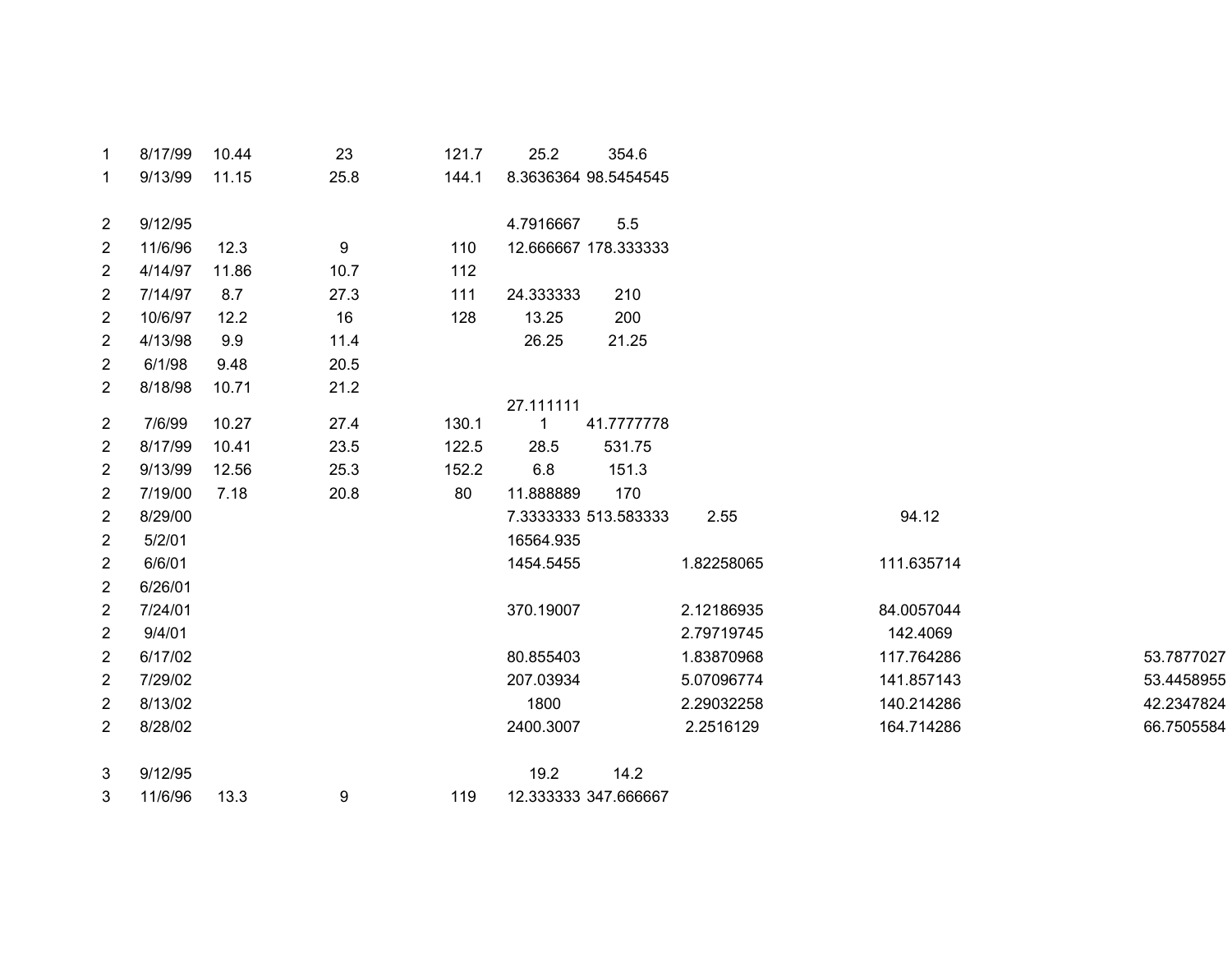| | | | | | | | | | |
|---|---|---|---|---|---|---|---|---|---|
| 1 | 8/17/99 | 10.44 | 23 | 121.7 | 25.2 | 354.6 | | | |
| 1 | 9/13/99 | 11.15 | 25.8 | 144.1 | 8.3636364 | 98.5454545 | | | |
| | | | | | | | | | |
| 2 | 9/12/95 | | | | 4.7916667 | 5.5 | | | |
| 2 | 11/6/96 | 12.3 | 9 | 110 | 12.666667 | 178.333333 | | | |
| 2 | 4/14/97 | 11.86 | 10.7 | 112 | | | | | |
| 2 | 7/14/97 | 8.7 | 27.3 | 111 | 24.333333 | 210 | | | |
| 2 | 10/6/97 | 12.2 | 16 | 128 | 13.25 | 200 | | | |
| 2 | 4/13/98 | 9.9 | 11.4 | | 26.25 | 21.25 | | | |
| 2 | 6/1/98 | 9.48 | 20.5 | | | | | | |
| 2 | 8/18/98 | 10.71 | 21.2 | | | | | | |
| 2 | 7/6/99 | 10.27 | 27.4 | 130.1 | 27.111111 1 | 41.7777778 | | | |
| 2 | 8/17/99 | 10.41 | 23.5 | 122.5 | 28.5 | 531.75 | | | |
| 2 | 9/13/99 | 12.56 | 25.3 | 152.2 | 6.8 | 151.3 | | | |
| 2 | 7/19/00 | 7.18 | 20.8 | 80 | 11.888889 | 170 | | | |
| 2 | 8/29/00 | | | | 7.3333333 | 513.583333 | 2.55 | 94.12 | |
| 2 | 5/2/01 | | | | 16564.935 | | | | |
| 2 | 6/6/01 | | | | 1454.5455 | | 1.82258065 | 111.635714 | |
| 2 | 6/26/01 | | | | | | | | |
| 2 | 7/24/01 | | | | 370.19007 | | 2.12186935 | 84.0057044 | |
| 2 | 9/4/01 | | | | | | 2.79719745 | 142.4069 | |
| 2 | 6/17/02 | | | | 80.855403 | | 1.83870968 | 117.764286 | 53.7877027 |
| 2 | 7/29/02 | | | | 207.03934 | | 5.07096774 | 141.857143 | 53.4458955 |
| 2 | 8/13/02 | | | | 1800 | | 2.29032258 | 140.214286 | 42.2347824 |
| 2 | 8/28/02 | | | | 2400.3007 | | 2.2516129 | 164.714286 | 66.7505584 |
| | | | | | | | | | |
| 3 | 9/12/95 | | | | 19.2 | 14.2 | | | |
| 3 | 11/6/96 | 13.3 | 9 | 119 | 12.333333 | 347.666667 | | | |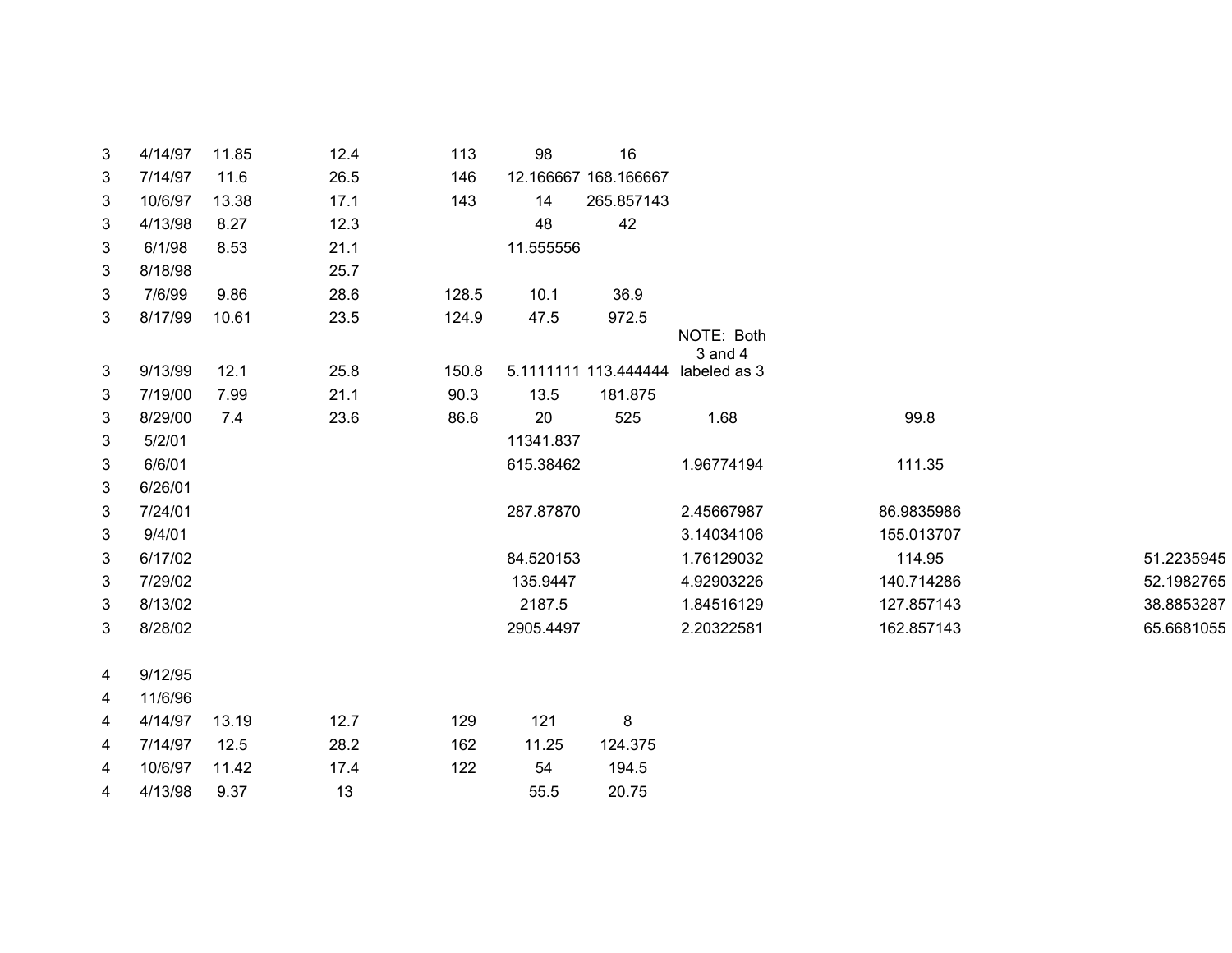| | | | | | | | | | |
|---|---|---|---|---|---|---|---|---|---|
| 3 | 4/14/97 | 11.85 | 12.4 | 113 | 98 | 16 | | | |
| 3 | 7/14/97 | 11.6 | 26.5 | 146 | 12.166667 | 168.166667 | | | |
| 3 | 10/6/97 | 13.38 | 17.1 | 143 | 14 | 265.857143 | | | |
| 3 | 4/13/98 | 8.27 | 12.3 | | 48 | 42 | | | |
| 3 | 6/1/98 | 8.53 | 21.1 | | 11.555556 | | | | |
| 3 | 8/18/98 | | 25.7 | | | | | | |
| 3 | 7/6/99 | 9.86 | 28.6 | 128.5 | 10.1 | 36.9 | | | |
| 3 | 8/17/99 | 10.61 | 23.5 | 124.9 | 47.5 | 972.5 | | | |
| 3 | 9/13/99 | 12.1 | 25.8 | 150.8 | 5.1111111 | 113.444444 | NOTE: Both 3 and 4 labeled as 3 | | |
| 3 | 7/19/00 | 7.99 | 21.1 | 90.3 | 13.5 | 181.875 | | | |
| 3 | 8/29/00 | 7.4 | 23.6 | 86.6 | 20 | 525 | 1.68 | 99.8 | |
| 3 | 5/2/01 | | | | 11341.837 | | | | |
| 3 | 6/6/01 | | | | 615.38462 | | 1.96774194 | 111.35 | |
| 3 | 6/26/01 | | | | | | | | |
| 3 | 7/24/01 | | | | 287.87870 | | 2.45667987 | 86.9835986 | |
| 3 | 9/4/01 | | | | | | 3.14034106 | 155.013707 | |
| 3 | 6/17/02 | | | | 84.520153 | | 1.76129032 | 114.95 | 51.2235945 |
| 3 | 7/29/02 | | | | 135.9447 | | 4.92903226 | 140.714286 | 52.1982765 |
| 3 | 8/13/02 | | | | 2187.5 | | 1.84516129 | 127.857143 | 38.8853287 |
| 3 | 8/28/02 | | | | 2905.4497 | | 2.20322581 | 162.857143 | 65.6681055 |
| | | | | | | | | | |
| 4 | 9/12/95 | | | | | | | | |
| 4 | 11/6/96 | | | | | | | | |
| 4 | 4/14/97 | 13.19 | 12.7 | 129 | 121 | 8 | | | |
| 4 | 7/14/97 | 12.5 | 28.2 | 162 | 11.25 | 124.375 | | | |
| 4 | 10/6/97 | 11.42 | 17.4 | 122 | 54 | 194.5 | | | |
| 4 | 4/13/98 | 9.37 | 13 | | 55.5 | 20.75 | | | |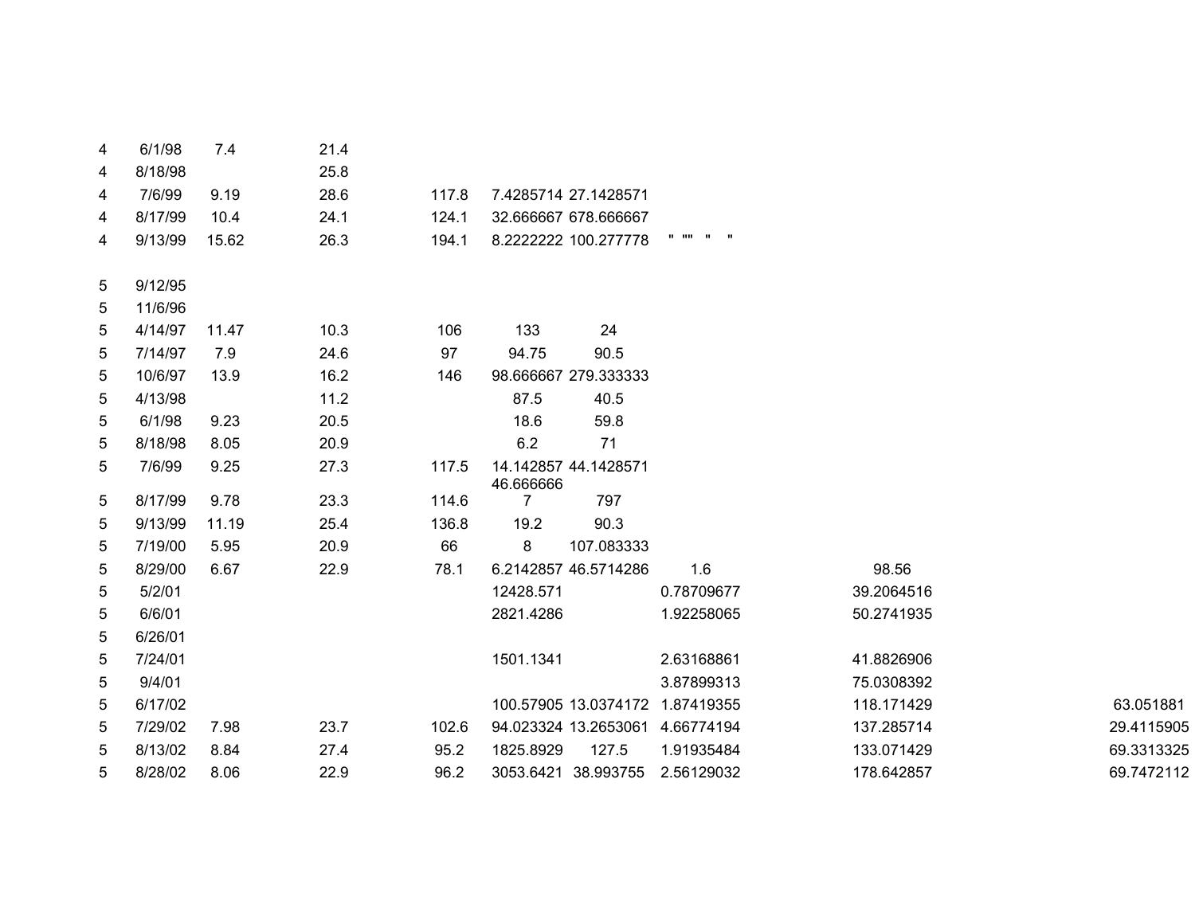| | | | | | | | | | |
|---|---|---|---|---|---|---|---|---|---|
| 4 | 6/1/98 | 7.4 | 21.4 | | | | | | |
| 4 | 8/18/98 | | 25.8 | | | | | | |
| 4 | 7/6/99 | 9.19 | 28.6 | 117.8 | 7.4285714 | 27.1428571 | | | |
| 4 | 8/17/99 | 10.4 | 24.1 | 124.1 | 32.666667 | 678.666667 | | | |
| 4 | 9/13/99 | 15.62 | 26.3 | 194.1 | 8.2222222 | 100.277778 | " "" " " | | |
| | | | | | | | | | |
| 5 | 9/12/95 | | | | | | | | |
| 5 | 11/6/96 | | | | | | | | |
| 5 | 4/14/97 | 11.47 | 10.3 | 106 | 133 | 24 | | | |
| 5 | 7/14/97 | 7.9 | 24.6 | 97 | 94.75 | 90.5 | | | |
| 5 | 10/6/97 | 13.9 | 16.2 | 146 | 98.666667 | 279.333333 | | | |
| 5 | 4/13/98 | | 11.2 | | 87.5 | 40.5 | | | |
| 5 | 6/1/98 | 9.23 | 20.5 | | 18.6 | 59.8 | | | |
| 5 | 8/18/98 | 8.05 | 20.9 | | 6.2 | 71 | | | |
| 5 | 7/6/99 | 9.25 | 27.3 | 117.5 | 14.142857 | 44.1428571 | | | |
| 5 | 8/17/99 | 9.78 | 23.3 | 114.6 | 46.6666667 | 797 | | | |
| 5 | 9/13/99 | 11.19 | 25.4 | 136.8 | 19.2 | 90.3 | | | |
| 5 | 7/19/00 | 5.95 | 20.9 | 66 | 8 | 107.083333 | | | |
| 5 | 8/29/00 | 6.67 | 22.9 | 78.1 | 6.2142857 | 46.5714286 | 1.6 | 98.56 | |
| 5 | 5/2/01 | | | | 12428.571 | | 0.78709677 | 39.2064516 | |
| 5 | 6/6/01 | | | | 2821.4286 | | 1.92258065 | 50.2741935 | |
| 5 | 6/26/01 | | | | | | | | |
| 5 | 7/24/01 | | | | 1501.1341 | | 2.63168861 | 41.8826906 | |
| 5 | 9/4/01 | | | | | | 3.87899313 | 75.0308392 | |
| 5 | 6/17/02 | | | | 100.57905 | 13.0374172 | 1.87419355 | 118.171429 | 63.051881 |
| 5 | 7/29/02 | 7.98 | 23.7 | 102.6 | 94.023324 | 13.2653061 | 4.66774194 | 137.285714 | 29.4115905 |
| 5 | 8/13/02 | 8.84 | 27.4 | 95.2 | 1825.8929 | 127.5 | 1.91935484 | 133.071429 | 69.3313325 |
| 5 | 8/28/02 | 8.06 | 22.9 | 96.2 | 3053.6421 | 38.993755 | 2.56129032 | 178.642857 | 69.7472112 |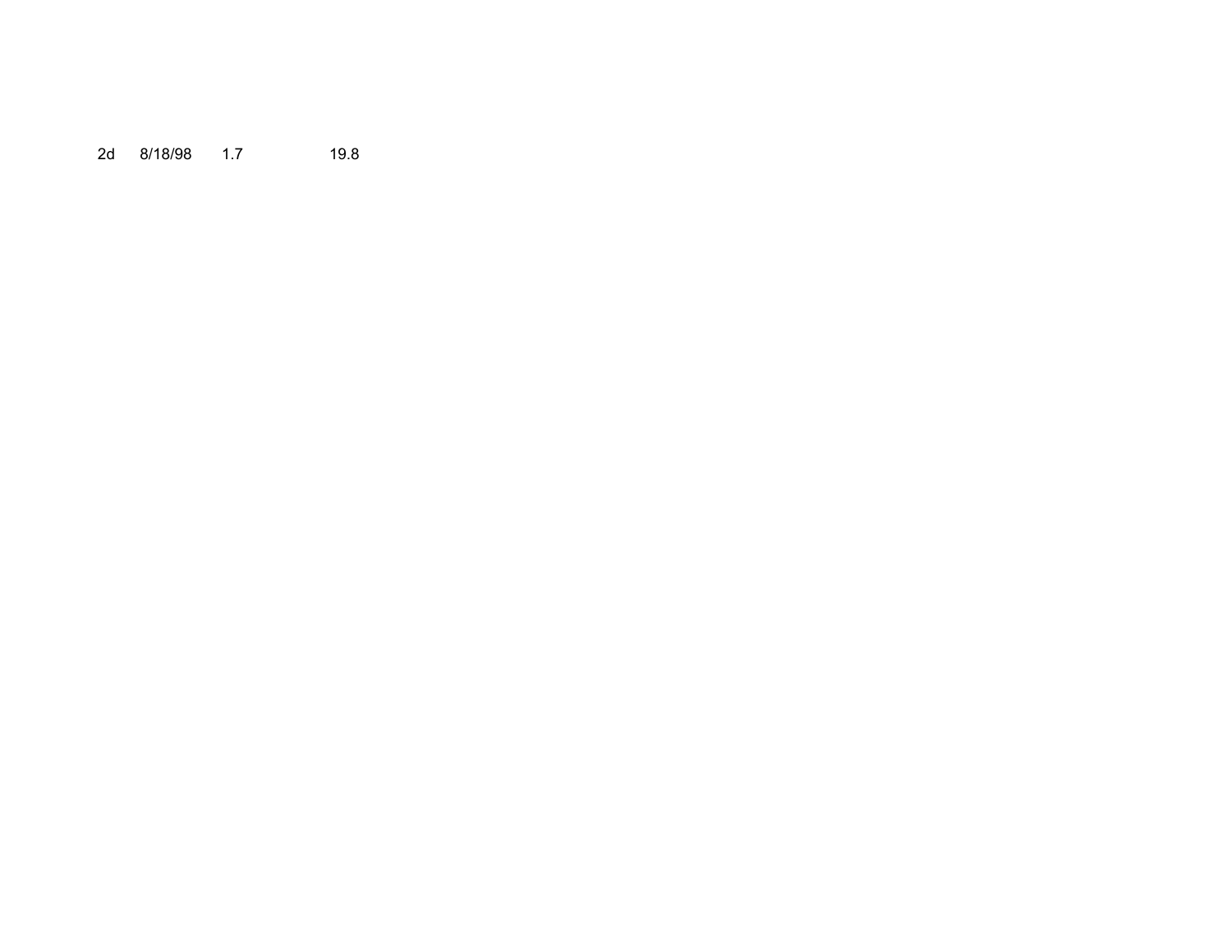| | | | | |
|---|---|---|---|---|
| 2d | 8/18/98 | 1.7 | | 19.8 |